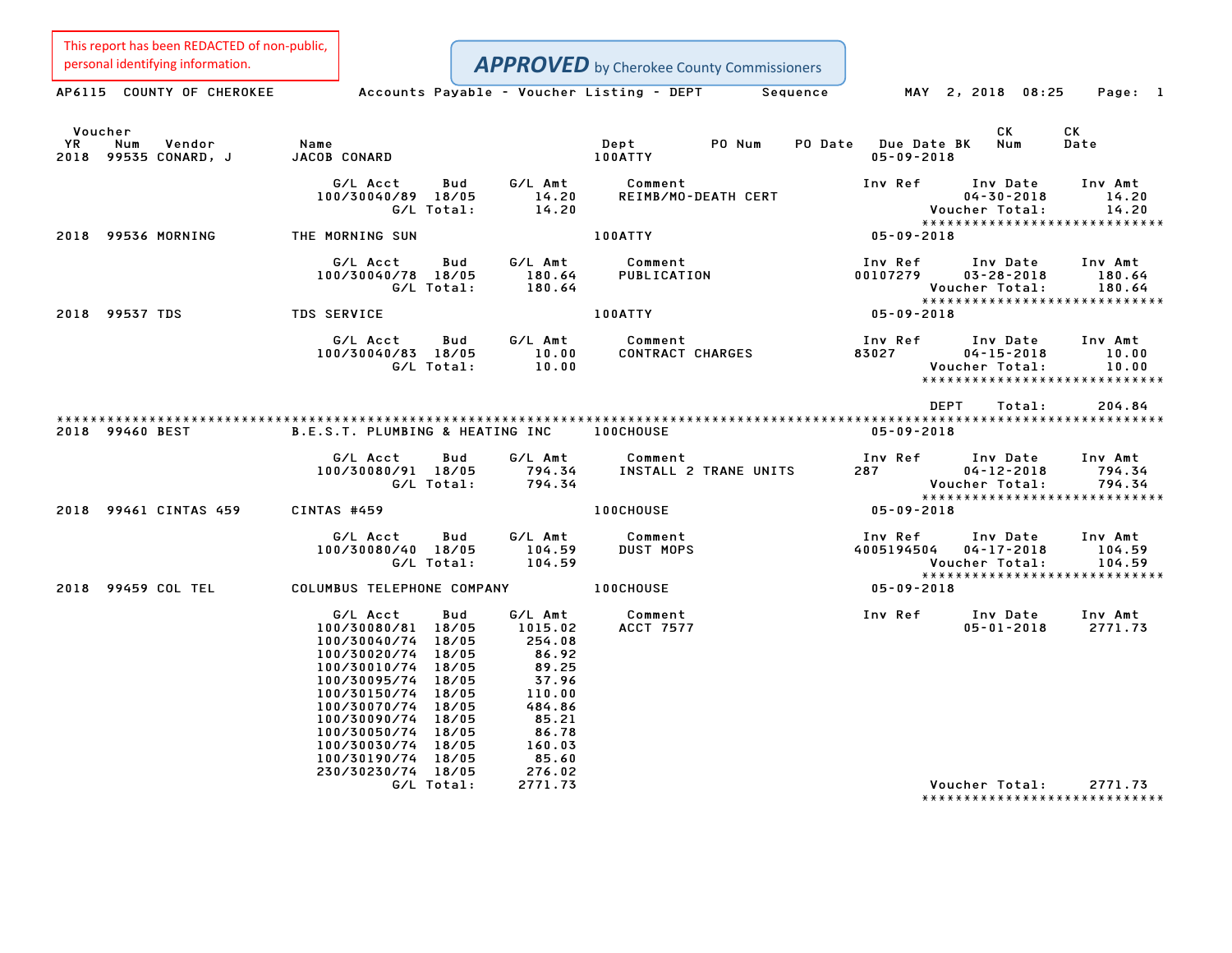This report has been REDACTED of non-public, personal identifying information.

**APPROVED** by Cherokee County Commissioners

AP6115 COUNTY OF CHEROKEE — Accounts Payable - Voucher Listing - DEPT Sequence — MAY 2, 2018 08:25

| Voucher YR | Num | Vendor | Name | Dept | PO Num | PO Date | Due Date | BK | CK Num | CK Date |
|---|---|---|---|---|---|---|---|---|---|---|
| 2018 | 99535 | CONARD, J | JACOB CONARD | 100ATTY | | | 05-09-2018 | | | |

| G/L Acct | Bud | G/L Amt | Comment | Inv Ref | Inv Date | Inv Amt |
|---|---|---|---|---|---|---|
| 100/30040/89 | 18/05 | 14.20 | REIMB/MO-DEATH CERT | | 04-30-2018 | 14.20 |
| | G/L Total: | 14.20 | | | Voucher Total: | 14.20 |

| Voucher YR | Num | Vendor | Name | Dept | PO Num | PO Date | Due Date | BK | CK Num | CK Date |
|---|---|---|---|---|---|---|---|---|---|---|
| 2018 | 99536 | MORNING | THE MORNING SUN | 100ATTY | | | 05-09-2018 | | | |

| G/L Acct | Bud | G/L Amt | Comment | Inv Ref | Inv Date | Inv Amt |
|---|---|---|---|---|---|---|
| 100/30040/78 | 18/05 | 180.64 | PUBLICATION | 00107279 | 03-28-2018 | 180.64 |
| | G/L Total: | 180.64 | | | Voucher Total: | 180.64 |

| Voucher YR | Num | Vendor | Name | Dept | PO Num | PO Date | Due Date | BK | CK Num | CK Date |
|---|---|---|---|---|---|---|---|---|---|---|
| 2018 | 99537 | TDS | TDS SERVICE | 100ATTY | | | 05-09-2018 | | | |

| G/L Acct | Bud | G/L Amt | Comment | Inv Ref | Inv Date | Inv Amt |
|---|---|---|---|---|---|---|
| 100/30040/83 | 18/05 | 10.00 | CONTRACT CHARGES | 83027 | 04-15-2018 | 10.00 |
| | G/L Total: | 10.00 | | | Voucher Total: | 10.00 |

DEPT Total: 204.84

| Voucher YR | Num | Vendor | Name | Dept | PO Num | PO Date | Due Date | BK | CK Num | CK Date |
|---|---|---|---|---|---|---|---|---|---|---|
| 2018 | 99460 | BEST | B.E.S.T. PLUMBING & HEATING INC | 100CHOUSE | | | 05-09-2018 | | | |

| G/L Acct | Bud | G/L Amt | Comment | Inv Ref | Inv Date | Inv Amt |
|---|---|---|---|---|---|---|
| 100/30080/91 | 18/05 | 794.34 | INSTALL 2 TRANE UNITS | 287 | 04-12-2018 | 794.34 |
| | G/L Total: | 794.34 | | | Voucher Total: | 794.34 |

| Voucher YR | Num | Vendor | Name | Dept | PO Num | PO Date | Due Date | BK | CK Num | CK Date |
|---|---|---|---|---|---|---|---|---|---|---|
| 2018 | 99461 | CINTAS 459 | CINTAS #459 | 100CHOUSE | | | 05-09-2018 | | | |

| G/L Acct | Bud | G/L Amt | Comment | Inv Ref | Inv Date | Inv Amt |
|---|---|---|---|---|---|---|
| 100/30080/40 | 18/05 | 104.59 | DUST MOPS | 4005194504 | 04-17-2018 | 104.59 |
| | G/L Total: | 104.59 | | | Voucher Total: | 104.59 |

| Voucher YR | Num | Vendor | Name | Dept | PO Num | PO Date | Due Date | BK | CK Num | CK Date |
|---|---|---|---|---|---|---|---|---|---|---|
| 2018 | 99459 | COL TEL | COLUMBUS TELEPHONE COMPANY | 100CHOUSE | | | 05-09-2018 | | | |

| G/L Acct | Bud | G/L Amt | Comment | Inv Ref | Inv Date | Inv Amt |
|---|---|---|---|---|---|---|
| 100/30080/81 | 18/05 | 1015.02 | ACCT 7577 | | 05-01-2018 | 2771.73 |
| 100/30040/74 | 18/05 | 254.08 | | | | |
| 100/30020/74 | 18/05 | 86.92 | | | | |
| 100/30010/74 | 18/05 | 89.25 | | | | |
| 100/30095/74 | 18/05 | 37.96 | | | | |
| 100/30150/74 | 18/05 | 110.00 | | | | |
| 100/30070/74 | 18/05 | 484.86 | | | | |
| 100/30090/74 | 18/05 | 85.21 | | | | |
| 100/30050/74 | 18/05 | 86.78 | | | | |
| 100/30030/74 | 18/05 | 160.03 | | | | |
| 100/30190/74 | 18/05 | 85.60 | | | | |
| 230/30230/74 | 18/05 | 276.02 | | | | |
| | G/L Total: | 2771.73 | | | Voucher Total: | 2771.73 |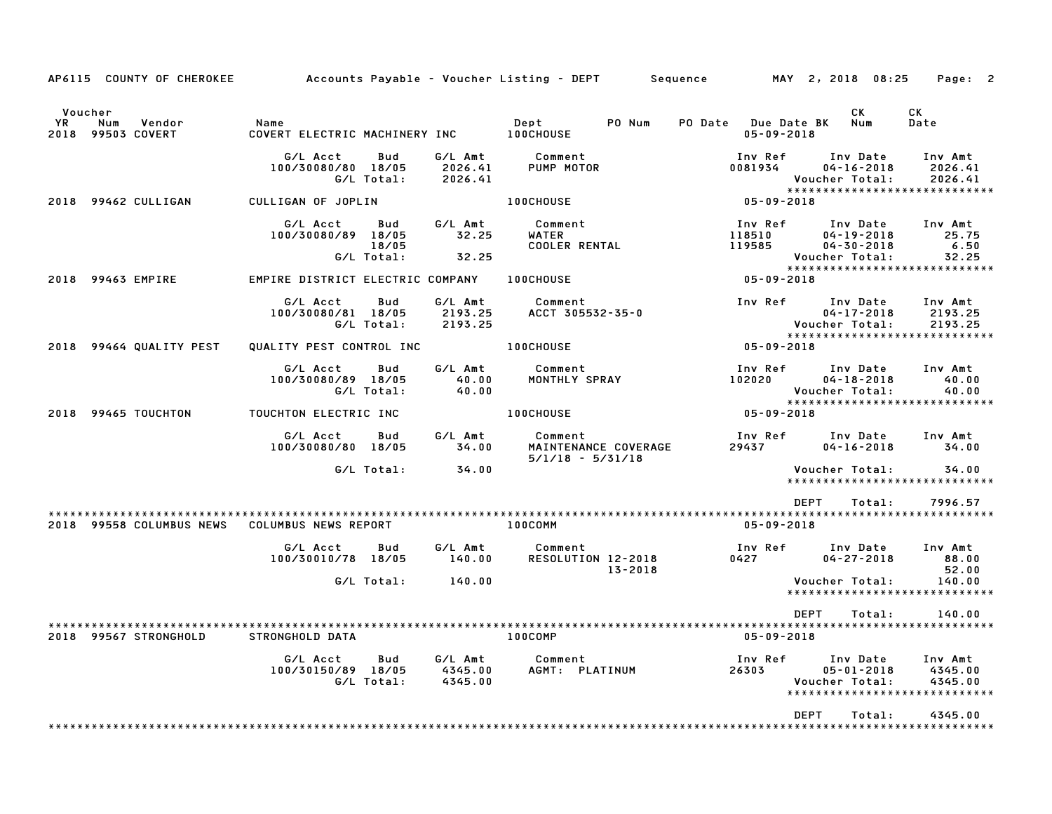AP6115 COUNTY OF CHEROKEE Accounts Payable - Voucher Listing - DEPT Sequence MAY 2, 2018 08:25

| Voucher YR | Num | Vendor | Name | Dept | PO Num | PO Date | Due Date BK | CK Num | CK Date |
|---|---|---|---|---|---|---|---|---|---|
| 2018 | 99503 | COVERT | COVERT ELECTRIC MACHINERY INC | 100CHOUSE | | | 05-09-2018 | | |

| G/L Acct | Bud | G/L Amt | Comment | Inv Ref | Inv Date | Inv Amt |
|---|---|---|---|---|---|---|
| 100/30080/80 | 18/05 | 2026.41 | PUMP MOTOR | 0081934 | 04-16-2018 | 2026.41 |
| | G/L Total: | 2026.41 | | | Voucher Total: | 2026.41 |

| Voucher YR | Num | Vendor | Name | Dept | Due Date |
|---|---|---|---|---|---|
| 2018 | 99462 | CULLIGAN | CULLIGAN OF JOPLIN | 100CHOUSE | 05-09-2018 |

| G/L Acct | Bud | G/L Amt | Comment | Inv Ref | Inv Date | Inv Amt |
|---|---|---|---|---|---|---|
| 100/30080/89 | 18/05 | 32.25 | WATER | 118510 | 04-19-2018 | 25.75 |
| | 18/05 | | COOLER RENTAL | 119585 | 04-30-2018 | 6.50 |
| | G/L Total: | 32.25 | | | Voucher Total: | 32.25 |

| Voucher YR | Num | Vendor | Name | Dept | Due Date |
|---|---|---|---|---|---|
| 2018 | 99463 | EMPIRE | EMPIRE DISTRICT ELECTRIC COMPANY | 100CHOUSE | 05-09-2018 |

| G/L Acct | Bud | G/L Amt | Comment | Inv Ref | Inv Date | Inv Amt |
|---|---|---|---|---|---|---|
| 100/30080/81 | 18/05 | 2193.25 | ACCT 305532-35-0 | | 04-17-2018 | 2193.25 |
| | G/L Total: | 2193.25 | | | Voucher Total: | 2193.25 |

| Voucher YR | Num | Vendor | Name | Dept | Due Date |
|---|---|---|---|---|---|
| 2018 | 99464 | QUALITY PEST | QUALITY PEST CONTROL INC | 100CHOUSE | 05-09-2018 |

| G/L Acct | Bud | G/L Amt | Comment | Inv Ref | Inv Date | Inv Amt |
|---|---|---|---|---|---|---|
| 100/30080/89 | 18/05 | 40.00 | MONTHLY SPRAY | 102020 | 04-18-2018 | 40.00 |
| | G/L Total: | 40.00 | | | Voucher Total: | 40.00 |

| Voucher YR | Num | Vendor | Name | Dept | Due Date |
|---|---|---|---|---|---|
| 2018 | 99465 | TOUCHTON | TOUCHTON ELECTRIC INC | 100CHOUSE | 05-09-2018 |

| G/L Acct | Bud | G/L Amt | Comment | Inv Ref | Inv Date | Inv Amt |
|---|---|---|---|---|---|---|
| 100/30080/80 | 18/05 | 34.00 | MAINTENANCE COVERAGE 5/1/18 - 5/31/18 | 29437 | 04-16-2018 | 34.00 |
| | G/L Total: | 34.00 | | | Voucher Total: | 34.00 |

DEPT Total: 7996.57

| Voucher YR | Num | Vendor | Name | Dept | Due Date |
|---|---|---|---|---|---|
| 2018 | 99558 | COLUMBUS NEWS | COLUMBUS NEWS REPORT | 100COMM | 05-09-2018 |

| G/L Acct | Bud | G/L Amt | Comment | Inv Ref | Inv Date | Inv Amt |
|---|---|---|---|---|---|---|
| 100/30010/78 | 18/05 | 140.00 | RESOLUTION 12-2018 | 0427 | 04-27-2018 | 88.00 |
| | | | 13-2018 | | | 52.00 |
| | G/L Total: | 140.00 | | | Voucher Total: | 140.00 |

DEPT Total: 140.00

| Voucher YR | Num | Vendor | Name | Dept | Due Date |
|---|---|---|---|---|---|
| 2018 | 99567 | STRONGHOLD | STRONGHOLD DATA | 100COMP | 05-09-2018 |

| G/L Acct | Bud | G/L Amt | Comment | Inv Ref | Inv Date | Inv Amt |
|---|---|---|---|---|---|---|
| 100/30150/89 | 18/05 | 4345.00 | AGMT: PLATINUM | 26303 | 05-01-2018 | 4345.00 |
| | G/L Total: | 4345.00 | | | Voucher Total: | 4345.00 |

DEPT Total: 4345.00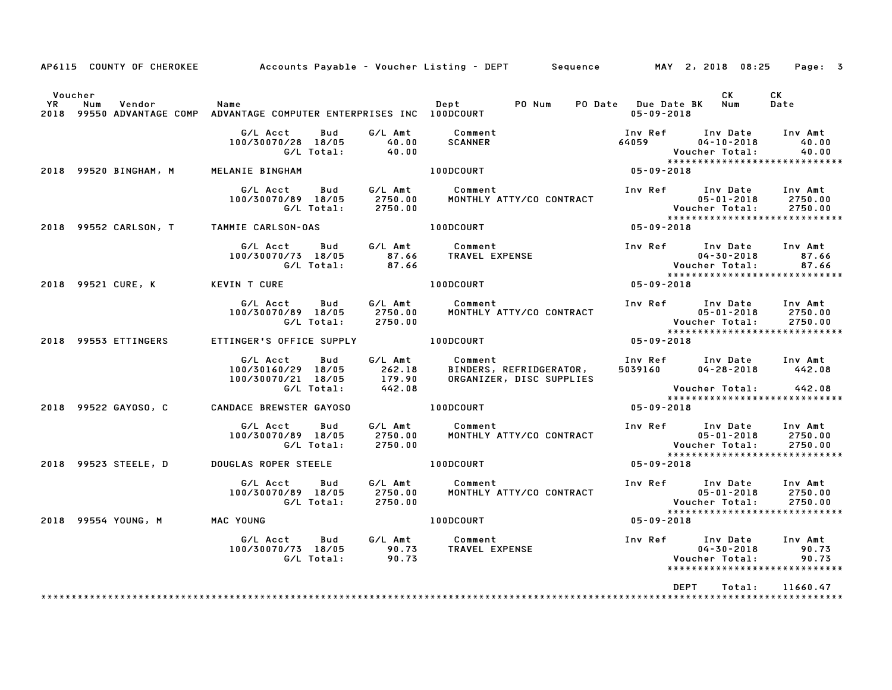AP6115 COUNTY OF CHEROKEE    Accounts Payable - Voucher Listing - DEPT    Sequence    MAY 2, 2018 08:25

| Voucher YR | Num | Vendor | Name | Dept | PO Num | PO Date | Due Date BK | CK Num | CK Date |
|---|---|---|---|---|---|---|---|---|---|
| 2018 | 99550 | ADVANTAGE COMP | ADVANTAGE COMPUTER ENTERPRISES INC | 100DCOURT | | | 05-09-2018 | | |

| G/L Acct | Bud | G/L Amt | Comment | Inv Ref | Inv Date | Inv Amt |
|---|---|---|---|---|---|---|
| 100/30070/28 | 18/05 | 40.00 | SCANNER | 64059 | 04-10-2018 | 40.00 |
| | G/L Total: | 40.00 | | | Voucher Total: | 40.00 |

*****************************

| Voucher YR | Num | Vendor | Name | Dept | Due Date |
|---|---|---|---|---|---|
| 2018 | 99520 | BINGHAM, M | MELANIE BINGHAM | 100DCOURT | 05-09-2018 |

| G/L Acct | Bud | G/L Amt | Comment | Inv Ref | Inv Date | Inv Amt |
|---|---|---|---|---|---|---|
| 100/30070/89 | 18/05 | 2750.00 | MONTHLY ATTY/CO CONTRACT | | 05-01-2018 | 2750.00 |
| | G/L Total: | 2750.00 | | | Voucher Total: | 2750.00 |

*****************************

| Voucher YR | Num | Vendor | Name | Dept | Due Date |
|---|---|---|---|---|---|
| 2018 | 99552 | CARLSON, T | TAMMIE CARLSON-OAS | 100DCOURT | 05-09-2018 |

| G/L Acct | Bud | G/L Amt | Comment | Inv Ref | Inv Date | Inv Amt |
|---|---|---|---|---|---|---|
| 100/30070/73 | 18/05 | 87.66 | TRAVEL EXPENSE | | 04-30-2018 | 87.66 |
| | G/L Total: | 87.66 | | | Voucher Total: | 87.66 |

*****************************

| Voucher YR | Num | Vendor | Name | Dept | Due Date |
|---|---|---|---|---|---|
| 2018 | 99521 | CURE, K | KEVIN T CURE | 100DCOURT | 05-09-2018 |

| G/L Acct | Bud | G/L Amt | Comment | Inv Ref | Inv Date | Inv Amt |
|---|---|---|---|---|---|---|
| 100/30070/89 | 18/05 | 2750.00 | MONTHLY ATTY/CO CONTRACT | | 05-01-2018 | 2750.00 |
| | G/L Total: | 2750.00 | | | Voucher Total: | 2750.00 |

*****************************

| Voucher YR | Num | Vendor | Name | Dept | Due Date |
|---|---|---|---|---|---|
| 2018 | 99553 | ETTINGERS | ETTINGER'S OFFICE SUPPLY | 100DCOURT | 05-09-2018 |

| G/L Acct | Bud | G/L Amt | Comment | Inv Ref | Inv Date | Inv Amt |
|---|---|---|---|---|---|---|
| 100/30160/29 | 18/05 | 262.18 | BINDERS, REFRIDGERATOR, | 5039160 | 04-28-2018 | 442.08 |
| 100/30070/21 | 18/05 | 179.90 | ORGANIZER, DISC SUPPLIES | | | |
| | G/L Total: | 442.08 | | | Voucher Total: | 442.08 |

*****************************

| Voucher YR | Num | Vendor | Name | Dept | Due Date |
|---|---|---|---|---|---|
| 2018 | 99522 | GAYOSO, C | CANDACE BREWSTER GAYOSO | 100DCOURT | 05-09-2018 |

| G/L Acct | Bud | G/L Amt | Comment | Inv Ref | Inv Date | Inv Amt |
|---|---|---|---|---|---|---|
| 100/30070/89 | 18/05 | 2750.00 | MONTHLY ATTY/CO CONTRACT | | 05-01-2018 | 2750.00 |
| | G/L Total: | 2750.00 | | | Voucher Total: | 2750.00 |

*****************************

| Voucher YR | Num | Vendor | Name | Dept | Due Date |
|---|---|---|---|---|---|
| 2018 | 99523 | STEELE, D | DOUGLAS ROPER STEELE | 100DCOURT | 05-09-2018 |

| G/L Acct | Bud | G/L Amt | Comment | Inv Ref | Inv Date | Inv Amt |
|---|---|---|---|---|---|---|
| 100/30070/89 | 18/05 | 2750.00 | MONTHLY ATTY/CO CONTRACT | | 05-01-2018 | 2750.00 |
| | G/L Total: | 2750.00 | | | Voucher Total: | 2750.00 |

*****************************

| Voucher YR | Num | Vendor | Name | Dept | Due Date |
|---|---|---|---|---|---|
| 2018 | 99554 | YOUNG, M | MAC YOUNG | 100DCOURT | 05-09-2018 |

| G/L Acct | Bud | G/L Amt | Comment | Inv Ref | Inv Date | Inv Amt |
|---|---|---|---|---|---|---|
| 100/30070/73 | 18/05 | 90.73 | TRAVEL EXPENSE | | 04-30-2018 | 90.73 |
| | G/L Total: | 90.73 | | | Voucher Total: | 90.73 |

*****************************

DEPT Total: 11660.47

*****************************************************************************************************************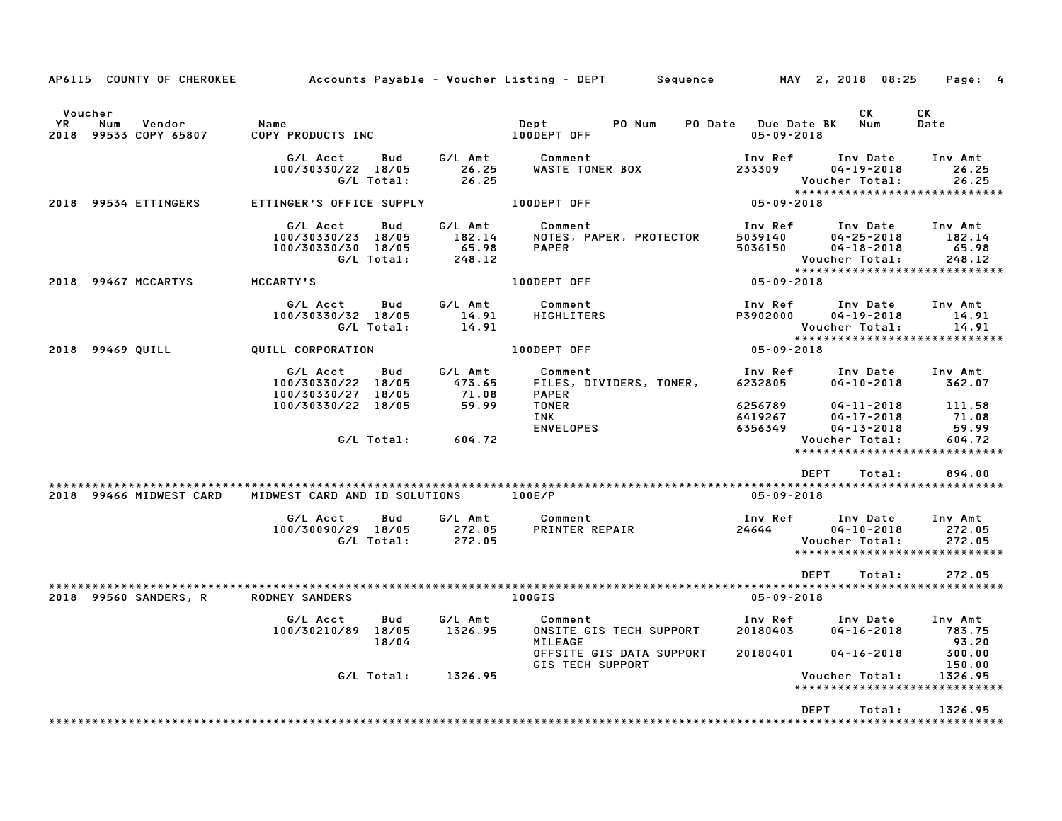AP6115 COUNTY OF CHEROKEE — Accounts Payable - Voucher Listing - DEPT — Sequence — MAY 2, 2018 08:25

| Voucher YR | Num | Vendor | Name | Dept | PO Num | PO Date | Due Date BK | CK Num | CK Date |
|---|---|---|---|---|---|---|---|---|---|
| 2018 | 99533 | COPY 65807 | COPY PRODUCTS INC | 100DEPT OFF | | | 05-09-2018 | | |

| G/L Acct | Bud | G/L Amt | Comment | Inv Ref | Inv Date | Inv Amt |
|---|---|---|---|---|---|---|
| 100/30330/22 | 18/05 | 26.25 | WASTE TONER BOX | 233309 | 04-19-2018 | 26.25 |
| | G/L Total: | 26.25 | | | Voucher Total: | 26.25 |

******************************

| Voucher YR | Num | Vendor | Name | Dept | Due Date BK |
|---|---|---|---|---|---|
| 2018 | 99534 | ETTINGERS | ETTINGER'S OFFICE SUPPLY | 100DEPT OFF | 05-09-2018 |

| G/L Acct | Bud | G/L Amt | Comment | Inv Ref | Inv Date | Inv Amt |
|---|---|---|---|---|---|---|
| 100/30330/23 | 18/05 | 182.14 | NOTES, PAPER, PROTECTOR | 5039140 | 04-25-2018 | 182.14 |
| 100/30330/30 | 18/05 | 65.98 | PAPER | 5036150 | 04-18-2018 | 65.98 |
| | G/L Total: | 248.12 | | | Voucher Total: | 248.12 |

******************************

| Voucher YR | Num | Vendor | Name | Dept | Due Date BK |
|---|---|---|---|---|---|
| 2018 | 99467 | MCCARTYS | MCCARTY'S | 100DEPT OFF | 05-09-2018 |

| G/L Acct | Bud | G/L Amt | Comment | Inv Ref | Inv Date | Inv Amt |
|---|---|---|---|---|---|---|
| 100/30330/32 | 18/05 | 14.91 | HIGHLITERS | P3902000 | 04-19-2018 | 14.91 |
| | G/L Total: | 14.91 | | | Voucher Total: | 14.91 |

******************************

| Voucher YR | Num | Vendor | Name | Dept | Due Date BK |
|---|---|---|---|---|---|
| 2018 | 99469 | QUILL | QUILL CORPORATION | 100DEPT OFF | 05-09-2018 |

| G/L Acct | Bud | G/L Amt | Comment | Inv Ref | Inv Date | Inv Amt |
|---|---|---|---|---|---|---|
| 100/30330/22 | 18/05 | 473.65 | FILES, DIVIDERS, TONER, | 6232805 | 04-10-2018 | 362.07 |
| 100/30330/27 | 18/05 | 71.08 | PAPER | | | |
| 100/30330/22 | 18/05 | 59.99 | TONER | 6256789 | 04-11-2018 | 111.58 |
| | | | INK | 6419267 | 04-17-2018 | 71.08 |
| | | | ENVELOPES | 6356349 | 04-13-2018 | 59.99 |
| | G/L Total: | 604.72 | | | Voucher Total: | 604.72 |

******************************

DEPT Total: 894.00

******************************

| Voucher YR | Num | Vendor | Name | Dept | Due Date BK |
|---|---|---|---|---|---|
| 2018 | 99466 | MIDWEST CARD | MIDWEST CARD AND ID SOLUTIONS | 100E/P | 05-09-2018 |

| G/L Acct | Bud | G/L Amt | Comment | Inv Ref | Inv Date | Inv Amt |
|---|---|---|---|---|---|---|
| 100/30090/29 | 18/05 | 272.05 | PRINTER REPAIR | 24644 | 04-10-2018 | 272.05 |
| | G/L Total: | 272.05 | | | Voucher Total: | 272.05 |

******************************

DEPT Total: 272.05

******************************

| Voucher YR | Num | Vendor | Name | Dept | Due Date BK |
|---|---|---|---|---|---|
| 2018 | 99560 | SANDERS, R | RODNEY SANDERS | 100GIS | 05-09-2018 |

| G/L Acct | Bud | G/L Amt | Comment | Inv Ref | Inv Date | Inv Amt |
|---|---|---|---|---|---|---|
| 100/30210/89 | 18/05 | 1326.95 | ONSITE GIS TECH SUPPORT | 20180403 | 04-16-2018 | 783.75 |
| | 18/04 | | MILEAGE | | | 93.20 |
| | | | OFFSITE GIS DATA SUPPORT | 20180401 | 04-16-2018 | 300.00 |
| | | | GIS TECH SUPPORT | | | 150.00 |
| | G/L Total: | 1326.95 | | | Voucher Total: | 1326.95 |

******************************

DEPT Total: 1326.95

******************************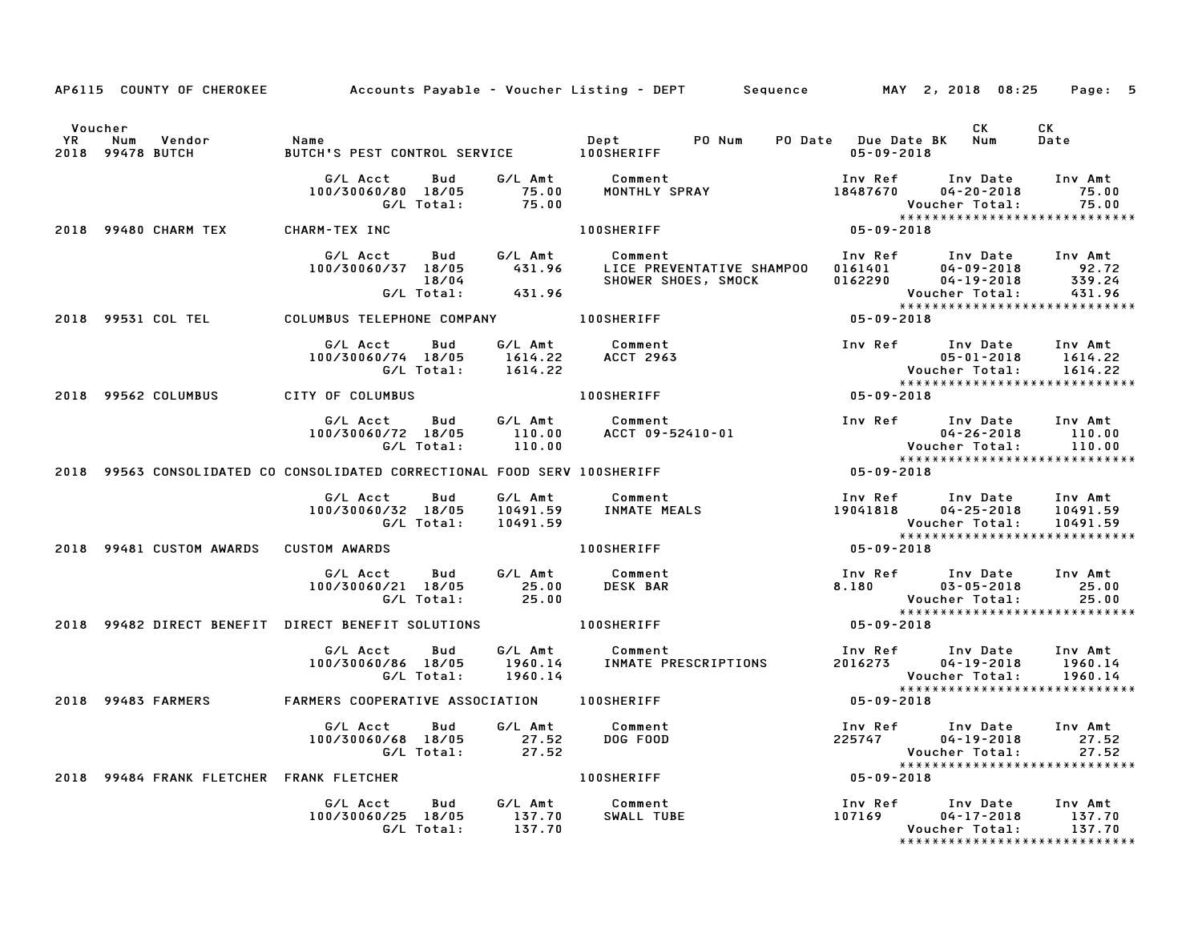AP6115 COUNTY OF CHEROKEE    Accounts Payable - Voucher Listing - DEPT    Sequence    MAY 2, 2018 08:25

| Voucher YR | Num | Vendor | Name | Dept | PO Num | PO Date | Due Date | BK | CK Num | CK Date |
|---|---|---|---|---|---|---|---|---|---|---|
| 2018 | 99478 | BUTCH | BUTCH'S PEST CONTROL SERVICE | 100SHERIFF | | | 05-09-2018 | | | |

| G/L Acct | Bud | G/L Amt | Comment | Inv Ref | Inv Date | Inv Amt |
|---|---|---|---|---|---|---|
| 100/30060/80 | 18/05 | 75.00 | MONTHLY SPRAY | 18487670 | 04-20-2018 | 75.00 |
| | G/L Total: | 75.00 | | | Voucher Total: | 75.00 |

| Voucher YR | Num | Vendor | Name | Dept | PO Num | PO Date | Due Date | BK | CK Num | CK Date |
|---|---|---|---|---|---|---|---|---|---|---|
| 2018 | 99480 | CHARM TEX | CHARM-TEX INC | 100SHERIFF | | | 05-09-2018 | | | |

| G/L Acct | Bud | G/L Amt | Comment | Inv Ref | Inv Date | Inv Amt |
|---|---|---|---|---|---|---|
| 100/30060/37 | 18/05 | 431.96 | LICE PREVENTATIVE SHAMPOO | 0161401 | 04-09-2018 | 92.72 |
| | 18/04 | | SHOWER SHOES, SMOCK | 0162290 | 04-19-2018 | 339.24 |
| | G/L Total: | 431.96 | | | Voucher Total: | 431.96 |

| Voucher YR | Num | Vendor | Name | Dept | PO Num | PO Date | Due Date | BK | CK Num | CK Date |
|---|---|---|---|---|---|---|---|---|---|---|
| 2018 | 99531 | COL TEL | COLUMBUS TELEPHONE COMPANY | 100SHERIFF | | | 05-09-2018 | | | |

| G/L Acct | Bud | G/L Amt | Comment | Inv Ref | Inv Date | Inv Amt |
|---|---|---|---|---|---|---|
| 100/30060/74 | 18/05 | 1614.22 | ACCT 2963 | | 05-01-2018 | 1614.22 |
| | G/L Total: | 1614.22 | | | Voucher Total: | 1614.22 |

| Voucher YR | Num | Vendor | Name | Dept | PO Num | PO Date | Due Date | BK | CK Num | CK Date |
|---|---|---|---|---|---|---|---|---|---|---|
| 2018 | 99562 | COLUMBUS | CITY OF COLUMBUS | 100SHERIFF | | | 05-09-2018 | | | |

| G/L Acct | Bud | G/L Amt | Comment | Inv Ref | Inv Date | Inv Amt |
|---|---|---|---|---|---|---|
| 100/30060/72 | 18/05 | 110.00 | ACCT 09-52410-01 | | 04-26-2018 | 110.00 |
| | G/L Total: | 110.00 | | | Voucher Total: | 110.00 |

| Voucher YR | Num | Vendor | Name | Dept | PO Num | PO Date | Due Date | BK | CK Num | CK Date |
|---|---|---|---|---|---|---|---|---|---|---|
| 2018 | 99563 | CONSOLIDATED CO | CONSOLIDATED CORRECTIONAL FOOD SERV | 100SHERIFF | | | 05-09-2018 | | | |

| G/L Acct | Bud | G/L Amt | Comment | Inv Ref | Inv Date | Inv Amt |
|---|---|---|---|---|---|---|
| 100/30060/32 | 18/05 | 10491.59 | INMATE MEALS | 19041818 | 04-25-2018 | 10491.59 |
| | G/L Total: | 10491.59 | | | Voucher Total: | 10491.59 |

| Voucher YR | Num | Vendor | Name | Dept | PO Num | PO Date | Due Date | BK | CK Num | CK Date |
|---|---|---|---|---|---|---|---|---|---|---|
| 2018 | 99481 | CUSTOM AWARDS | CUSTOM AWARDS | 100SHERIFF | | | 05-09-2018 | | | |

| G/L Acct | Bud | G/L Amt | Comment | Inv Ref | Inv Date | Inv Amt |
|---|---|---|---|---|---|---|
| 100/30060/21 | 18/05 | 25.00 | DESK BAR | 8.180 | 03-05-2018 | 25.00 |
| | G/L Total: | 25.00 | | | Voucher Total: | 25.00 |

| Voucher YR | Num | Vendor | Name | Dept | PO Num | PO Date | Due Date | BK | CK Num | CK Date |
|---|---|---|---|---|---|---|---|---|---|---|
| 2018 | 99482 | DIRECT BENEFIT | DIRECT BENEFIT SOLUTIONS | 100SHERIFF | | | 05-09-2018 | | | |

| G/L Acct | Bud | G/L Amt | Comment | Inv Ref | Inv Date | Inv Amt |
|---|---|---|---|---|---|---|
| 100/30060/86 | 18/05 | 1960.14 | INMATE PRESCRIPTIONS | 2016273 | 04-19-2018 | 1960.14 |
| | G/L Total: | 1960.14 | | | Voucher Total: | 1960.14 |

| Voucher YR | Num | Vendor | Name | Dept | PO Num | PO Date | Due Date | BK | CK Num | CK Date |
|---|---|---|---|---|---|---|---|---|---|---|
| 2018 | 99483 | FARMERS | FARMERS COOPERATIVE ASSOCIATION | 100SHERIFF | | | 05-09-2018 | | | |

| G/L Acct | Bud | G/L Amt | Comment | Inv Ref | Inv Date | Inv Amt |
|---|---|---|---|---|---|---|
| 100/30060/68 | 18/05 | 27.52 | DOG FOOD | 225747 | 04-19-2018 | 27.52 |
| | G/L Total: | 27.52 | | | Voucher Total: | 27.52 |

| Voucher YR | Num | Vendor | Name | Dept | PO Num | PO Date | Due Date | BK | CK Num | CK Date |
|---|---|---|---|---|---|---|---|---|---|---|
| 2018 | 99484 | FRANK FLETCHER | FRANK FLETCHER | 100SHERIFF | | | 05-09-2018 | | | |

| G/L Acct | Bud | G/L Amt | Comment | Inv Ref | Inv Date | Inv Amt |
|---|---|---|---|---|---|---|
| 100/30060/25 | 18/05 | 137.70 | SWALL TUBE | 107169 | 04-17-2018 | 137.70 |
| | G/L Total: | 137.70 | | | Voucher Total: | 137.70 |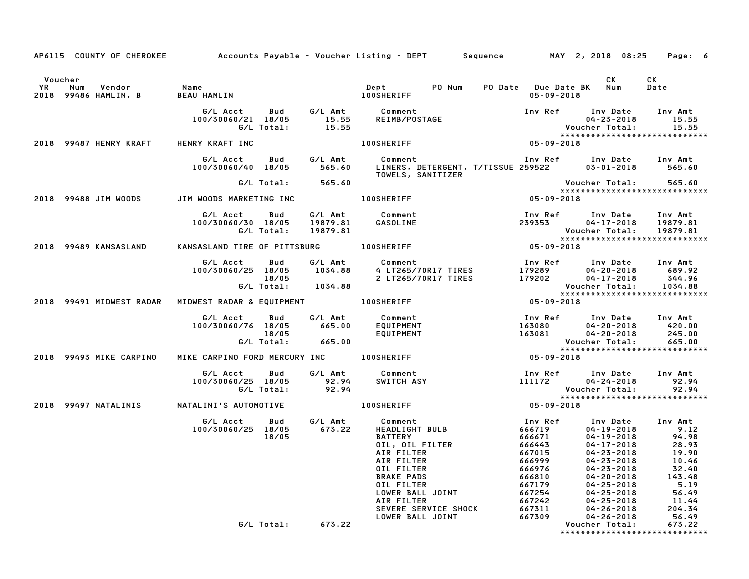AP6115 COUNTY OF CHEROKEE Accounts Payable - Voucher Listing - DEPT Sequence MAY 2, 2018 08:25

| Voucher YR | Num | Vendor | Name | Dept | PO Num | PO Date | Due Date BK | CK Num | CK Date |
|---|---|---|---|---|---|---|---|---|---|
| 2018 | 99486 | HAMLIN, B | BEAU HAMLIN | 100SHERIFF | | | 05-09-2018 | | |

| G/L Acct | Bud | G/L Amt | Comment | Inv Ref | Inv Date | Inv Amt |
|---|---|---|---|---|---|---|
| 100/30060/21 | 18/05 | 15.55 | REIMB/POSTAGE | | 04-23-2018 | 15.55 |
| | G/L Total: | 15.55 | | | Voucher Total: | 15.55 |

****************************

| Voucher YR | Num | Vendor | Name | Dept | Due Date BK |
|---|---|---|---|---|---|
| 2018 | 99487 | HENRY KRAFT | HENRY KRAFT INC | 100SHERIFF | 05-09-2018 |

| G/L Acct | Bud | G/L Amt | Comment | Inv Ref | Inv Date | Inv Amt |
|---|---|---|---|---|---|---|
| 100/30060/40 | 18/05 | 565.60 | LINERS, DETERGENT, T/TISSUE TOWELS, SANITIZER | 259522 | 03-01-2018 | 565.60 |
| | G/L Total: | 565.60 | | | Voucher Total: | 565.60 |

****************************

| Voucher YR | Num | Vendor | Name | Dept | Due Date BK |
|---|---|---|---|---|---|
| 2018 | 99488 | JIM WOODS | JIM WOODS MARKETING INC | 100SHERIFF | 05-09-2018 |

| G/L Acct | Bud | G/L Amt | Comment | Inv Ref | Inv Date | Inv Amt |
|---|---|---|---|---|---|---|
| 100/30060/30 | 18/05 | 19879.81 | GASOLINE | 239353 | 04-17-2018 | 19879.81 |
| | G/L Total: | 19879.81 | | | Voucher Total: | 19879.81 |

****************************

| Voucher YR | Num | Vendor | Name | Dept | Due Date BK |
|---|---|---|---|---|---|
| 2018 | 99489 | KANSASLAND | KANSASLAND TIRE OF PITTSBURG | 100SHERIFF | 05-09-2018 |

| G/L Acct | Bud | G/L Amt | Comment | Inv Ref | Inv Date | Inv Amt |
|---|---|---|---|---|---|---|
| 100/30060/25 | 18/05 | 1034.88 | 4 LT265/70R17 TIRES | 179289 | 04-20-2018 | 689.92 |
| | 18/05 | | 2 LT265/70R17 TIRES | 179202 | 04-17-2018 | 344.96 |
| | G/L Total: | 1034.88 | | | Voucher Total: | 1034.88 |

****************************

| Voucher YR | Num | Vendor | Name | Dept | Due Date BK |
|---|---|---|---|---|---|
| 2018 | 99491 | MIDWEST RADAR | MIDWEST RADAR & EQUIPMENT | 100SHERIFF | 05-09-2018 |

| G/L Acct | Bud | G/L Amt | Comment | Inv Ref | Inv Date | Inv Amt |
|---|---|---|---|---|---|---|
| 100/30060/76 | 18/05 | 665.00 | EQUIPMENT | 163080 | 04-20-2018 | 420.00 |
| | 18/05 | | EQUIPMENT | 163081 | 04-20-2018 | 245.00 |
| | G/L Total: | 665.00 | | | Voucher Total: | 665.00 |

****************************

| Voucher YR | Num | Vendor | Name | Dept | Due Date BK |
|---|---|---|---|---|---|
| 2018 | 99493 | MIKE CARPINO | MIKE CARPINO FORD MERCURY INC | 100SHERIFF | 05-09-2018 |

| G/L Acct | Bud | G/L Amt | Comment | Inv Ref | Inv Date | Inv Amt |
|---|---|---|---|---|---|---|
| 100/30060/25 | 18/05 | 92.94 | SWITCH ASY | 111172 | 04-24-2018 | 92.94 |
| | G/L Total: | 92.94 | | | Voucher Total: | 92.94 |

****************************

| Voucher YR | Num | Vendor | Name | Dept | Due Date BK |
|---|---|---|---|---|---|
| 2018 | 99497 | NATALINIS | NATALINI'S AUTOMOTIVE | 100SHERIFF | 05-09-2018 |

| G/L Acct | Bud | G/L Amt | Comment | Inv Ref | Inv Date | Inv Amt |
|---|---|---|---|---|---|---|
| 100/30060/25 | 18/05 | 673.22 | HEADLIGHT BULB | 666719 | 04-19-2018 | 9.12 |
| | 18/05 | | BATTERY | 666671 | 04-19-2018 | 94.98 |
| | | | OIL, OIL FILTER | 666443 | 04-17-2018 | 28.93 |
| | | | AIR FILTER | 667015 | 04-23-2018 | 19.90 |
| | | | AIR FILTER | 666999 | 04-23-2018 | 10.46 |
| | | | OIL FILTER | 666976 | 04-23-2018 | 32.40 |
| | | | BRAKE PADS | 666810 | 04-20-2018 | 143.48 |
| | | | OIL FILTER | 667179 | 04-25-2018 | 5.19 |
| | | | LOWER BALL JOINT | 667254 | 04-25-2018 | 56.49 |
| | | | AIR FILTER | 667242 | 04-25-2018 | 11.44 |
| | | | SEVERE SERVICE SHOCK | 667311 | 04-26-2018 | 204.34 |
| | | | LOWER BALL JOINT | 667309 | 04-26-2018 | 56.49 |
| | G/L Total: | 673.22 | | | Voucher Total: | 673.22 |

****************************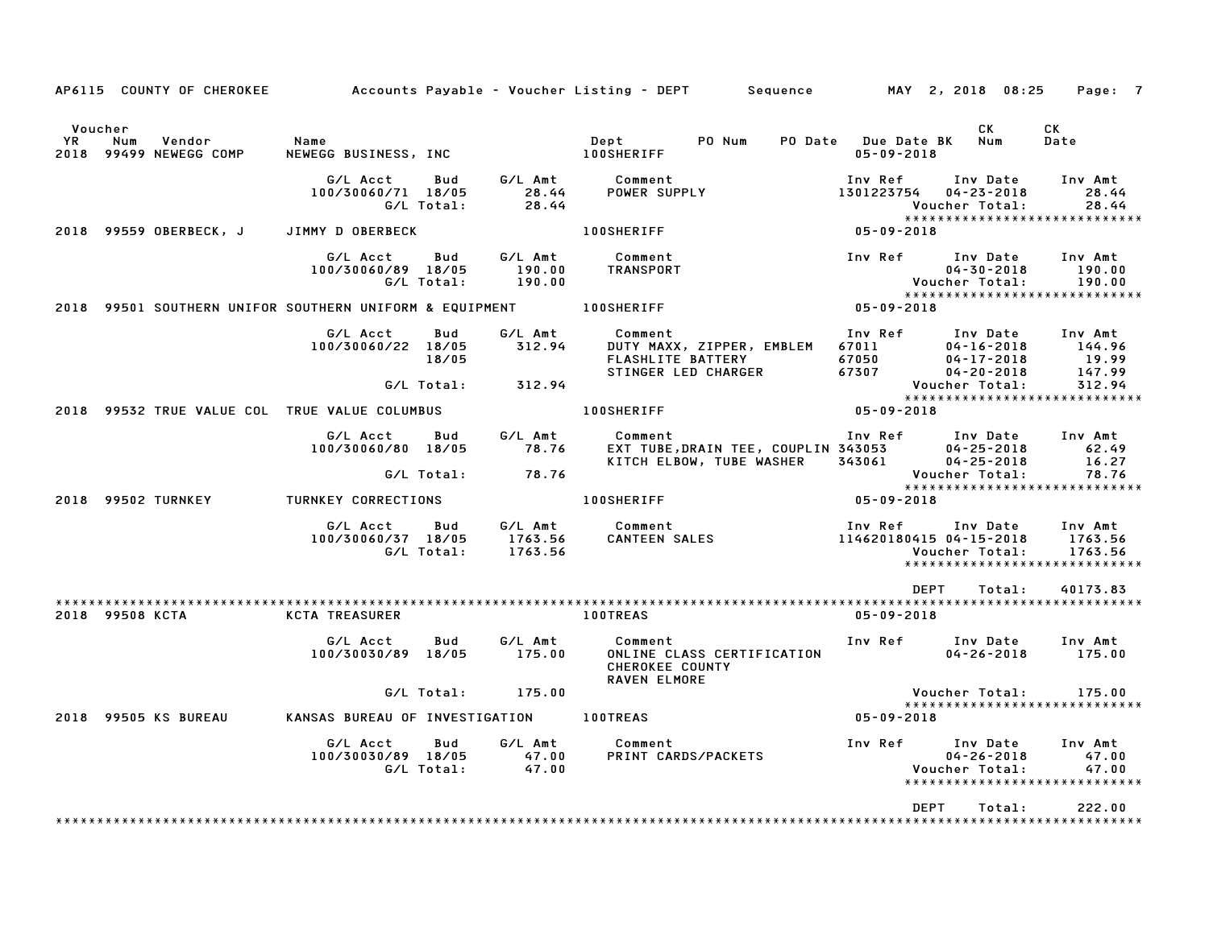AP6115 COUNTY OF CHEROKEE Accounts Payable - Voucher Listing - DEPT Sequence MAY 2, 2018 08:25

| Voucher YR | Num | Vendor | Name | Dept | PO Num | PO Date | Due Date BK | CK Num | CK Date |
|---|---|---|---|---|---|---|---|---|---|
| 2018 | 99499 | NEWEGG COMP | NEWEGG BUSINESS, INC | 100SHERIFF | | | 05-09-2018 | | |

| G/L Acct | Bud | G/L Amt | Comment | Inv Ref | Inv Date | Inv Amt |
|---|---|---|---|---|---|---|
| 100/30060/71 | 18/05 | 28.44 | POWER SUPPLY | 1301223754 | 04-23-2018 | 28.44 |
| | G/L Total: | 28.44 | | | Voucher Total: | 28.44 |

****************************

| YR | Num | Vendor | Name | Dept | Due Date |
|---|---|---|---|---|---|
| 2018 | 99559 | OBERBECK, J | JIMMY D OBERBECK | 100SHERIFF | 05-09-2018 |

| G/L Acct | Bud | G/L Amt | Comment | Inv Ref | Inv Date | Inv Amt |
|---|---|---|---|---|---|---|
| 100/30060/89 | 18/05 | 190.00 | TRANSPORT | | 04-30-2018 | 190.00 |
| | G/L Total: | 190.00 | | | Voucher Total: | 190.00 |

****************************

| YR | Num | Vendor | Name | Dept | Due Date |
|---|---|---|---|---|---|
| 2018 | 99501 | SOUTHERN UNIFOR | SOUTHERN UNIFORM & EQUIPMENT | 100SHERIFF | 05-09-2018 |

| G/L Acct | Bud | G/L Amt | Comment | Inv Ref | Inv Date | Inv Amt |
|---|---|---|---|---|---|---|
| 100/30060/22 | 18/05 | 312.94 | DUTY MAXX, ZIPPER, EMBLEM | 67011 | 04-16-2018 | 144.96 |
| | 18/05 | | FLASHLITE BATTERY | 67050 | 04-17-2018 | 19.99 |
| | | | STINGER LED CHARGER | 67307 | 04-20-2018 | 147.99 |
| | G/L Total: | 312.94 | | | Voucher Total: | 312.94 |

****************************

| YR | Num | Vendor | Name | Dept | Due Date |
|---|---|---|---|---|---|
| 2018 | 99532 | TRUE VALUE COL | TRUE VALUE COLUMBUS | 100SHERIFF | 05-09-2018 |

| G/L Acct | Bud | G/L Amt | Comment | Inv Ref | Inv Date | Inv Amt |
|---|---|---|---|---|---|---|
| 100/30060/80 | 18/05 | 78.76 | EXT TUBE,DRAIN TEE, COUPLIN | 343053 | 04-25-2018 | 62.49 |
| | | | KITCH ELBOW, TUBE WASHER | 343061 | 04-25-2018 | 16.27 |
| | G/L Total: | 78.76 | | | Voucher Total: | 78.76 |

****************************

| YR | Num | Vendor | Name | Dept | Due Date |
|---|---|---|---|---|---|
| 2018 | 99502 | TURNKEY | TURNKEY CORRECTIONS | 100SHERIFF | 05-09-2018 |

| G/L Acct | Bud | G/L Amt | Comment | Inv Ref | Inv Date | Inv Amt |
|---|---|---|---|---|---|---|
| 100/30060/37 | 18/05 | 1763.56 | CANTEEN SALES | 114620180415 | 04-15-2018 | 1763.56 |
| | G/L Total: | 1763.56 | | | Voucher Total: | 1763.56 |

****************************

DEPT Total: 40173.83

****************************

| YR | Num | Vendor | Name | Dept | Due Date |
|---|---|---|---|---|---|
| 2018 | 99508 | KCTA | KCTA TREASURER | 100TREAS | 05-09-2018 |

| G/L Acct | Bud | G/L Amt | Comment | Inv Ref | Inv Date | Inv Amt |
|---|---|---|---|---|---|---|
| 100/30030/89 | 18/05 | 175.00 | ONLINE CLASS CERTIFICATION | | 04-26-2018 | 175.00 |
| | | | CHEROKEE COUNTY | | | |
| | | | RAVEN ELMORE | | | |
| | G/L Total: | 175.00 | | | Voucher Total: | 175.00 |

****************************

| YR | Num | Vendor | Name | Dept | Due Date |
|---|---|---|---|---|---|
| 2018 | 99505 | KS BUREAU | KANSAS BUREAU OF INVESTIGATION | 100TREAS | 05-09-2018 |

| G/L Acct | Bud | G/L Amt | Comment | Inv Ref | Inv Date | Inv Amt |
|---|---|---|---|---|---|---|
| 100/30030/89 | 18/05 | 47.00 | PRINT CARDS/PACKETS | | 04-26-2018 | 47.00 |
| | G/L Total: | 47.00 | | | Voucher Total: | 47.00 |

****************************

DEPT Total: 222.00

****************************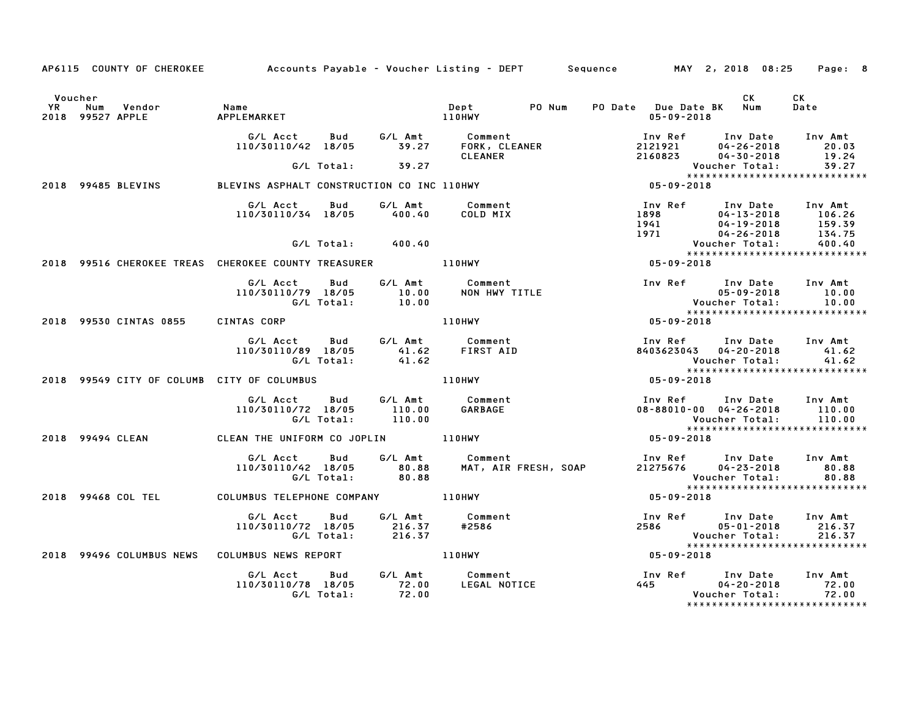AP6115 COUNTY OF CHEROKEE — Accounts Payable - Voucher Listing - DEPT — Sequence — MAY 2, 2018 08:25

| Voucher YR | Num | Vendor | Name | Dept | PO Num | PO Date | Due Date BK | CK Num | CK Date |
|---|---|---|---|---|---|---|---|---|---|
| 2018 | 99527 | APPLE | APPLEMARKET | 110HWY | | | 05-09-2018 | | |

| G/L Acct | Bud | G/L Amt | Comment | Inv Ref | Inv Date | Inv Amt |
|---|---|---|---|---|---|---|
| 110/30110/42 | 18/05 | 39.27 | FORK, CLEANER | 2121921 | 04-26-2018 | 20.03 |
| | | | CLEANER | 2160823 | 04-30-2018 | 19.24 |
| | G/L Total: | 39.27 | | | Voucher Total: | 39.27 |

****************************

| Voucher YR | Num | Vendor | Name | Dept | Due Date |
|---|---|---|---|---|---|
| 2018 | 99485 | BLEVINS | BLEVINS ASPHALT CONSTRUCTION CO INC | 110HWY | 05-09-2018 |

| G/L Acct | Bud | G/L Amt | Comment | Inv Ref | Inv Date | Inv Amt |
|---|---|---|---|---|---|---|
| 110/30110/34 | 18/05 | 400.40 | COLD MIX | 1898 | 04-13-2018 | 106.26 |
| | | | | 1941 | 04-19-2018 | 159.39 |
| | | | | 1971 | 04-26-2018 | 134.75 |
| | G/L Total: | 400.40 | | | Voucher Total: | 400.40 |

****************************

| Voucher YR | Num | Vendor | Name | Dept | Due Date |
|---|---|---|---|---|---|
| 2018 | 99516 | CHEROKEE TREAS | CHEROKEE COUNTY TREASURER | 110HWY | 05-09-2018 |

| G/L Acct | Bud | G/L Amt | Comment | Inv Ref | Inv Date | Inv Amt |
|---|---|---|---|---|---|---|
| 110/30110/79 | 18/05 | 10.00 | NON HWY TITLE | | 05-09-2018 | 10.00 |
| | G/L Total: | 10.00 | | | Voucher Total: | 10.00 |

****************************

| Voucher YR | Num | Vendor | Name | Dept | Due Date |
|---|---|---|---|---|---|
| 2018 | 99530 | CINTAS 0855 | CINTAS CORP | 110HWY | 05-09-2018 |

| G/L Acct | Bud | G/L Amt | Comment | Inv Ref | Inv Date | Inv Amt |
|---|---|---|---|---|---|---|
| 110/30110/89 | 18/05 | 41.62 | FIRST AID | 8403623043 | 04-20-2018 | 41.62 |
| | G/L Total: | 41.62 | | | Voucher Total: | 41.62 |

****************************

| Voucher YR | Num | Vendor | Name | Dept | Due Date |
|---|---|---|---|---|---|
| 2018 | 99549 | CITY OF COLUMB | CITY OF COLUMBUS | 110HWY | 05-09-2018 |

| G/L Acct | Bud | G/L Amt | Comment | Inv Ref | Inv Date | Inv Amt |
|---|---|---|---|---|---|---|
| 110/30110/72 | 18/05 | 110.00 | GARBAGE | 08-88010-00 | 04-26-2018 | 110.00 |
| | G/L Total: | 110.00 | | | Voucher Total: | 110.00 |

****************************

| Voucher YR | Num | Vendor | Name | Dept | Due Date |
|---|---|---|---|---|---|
| 2018 | 99494 | CLEAN | CLEAN THE UNIFORM CO JOPLIN | 110HWY | 05-09-2018 |

| G/L Acct | Bud | G/L Amt | Comment | Inv Ref | Inv Date | Inv Amt |
|---|---|---|---|---|---|---|
| 110/30110/42 | 18/05 | 80.88 | MAT, AIR FRESH, SOAP | 21275676 | 04-23-2018 | 80.88 |
| | G/L Total: | 80.88 | | | Voucher Total: | 80.88 |

****************************

| Voucher YR | Num | Vendor | Name | Dept | Due Date |
|---|---|---|---|---|---|
| 2018 | 99468 | COL TEL | COLUMBUS TELEPHONE COMPANY | 110HWY | 05-09-2018 |

| G/L Acct | Bud | G/L Amt | Comment | Inv Ref | Inv Date | Inv Amt |
|---|---|---|---|---|---|---|
| 110/30110/72 | 18/05 | 216.37 | #2586 | 2586 | 05-01-2018 | 216.37 |
| | G/L Total: | 216.37 | | | Voucher Total: | 216.37 |

****************************

| Voucher YR | Num | Vendor | Name | Dept | Due Date |
|---|---|---|---|---|---|
| 2018 | 99496 | COLUMBUS NEWS | COLUMBUS NEWS REPORT | 110HWY | 05-09-2018 |

| G/L Acct | Bud | G/L Amt | Comment | Inv Ref | Inv Date | Inv Amt |
|---|---|---|---|---|---|---|
| 110/30110/78 | 18/05 | 72.00 | LEGAL NOTICE | 445 | 04-20-2018 | 72.00 |
| | G/L Total: | 72.00 | | | Voucher Total: | 72.00 |

****************************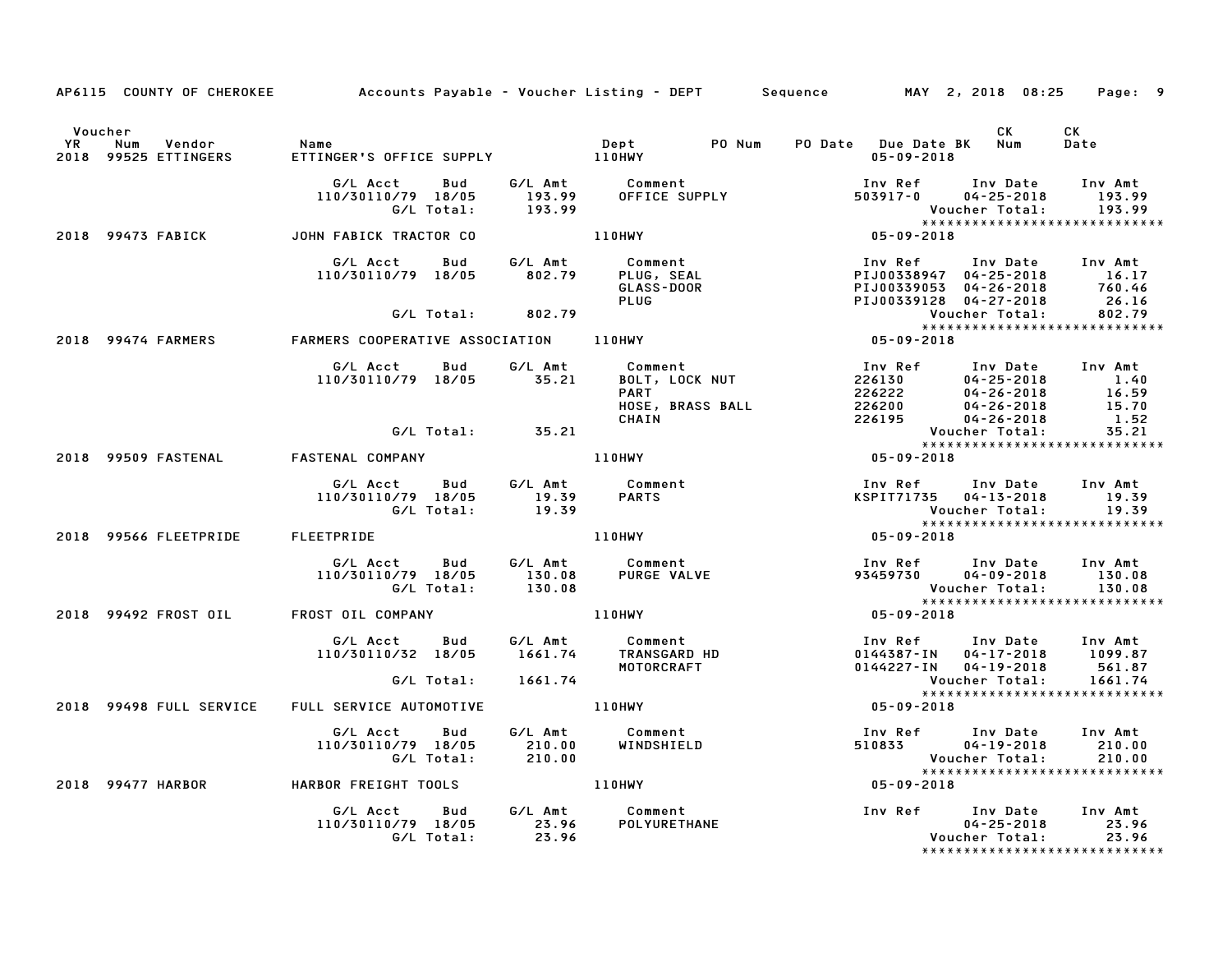AP6115 COUNTY OF CHEROKEE Accounts Payable - Voucher Listing - DEPT Sequence MAY 2, 2018 08:25 Page: 9

| Voucher YR | Num | Vendor | Name | Dept | PO Num | PO Date | Due Date BK | CK Num | CK Date |
|---|---|---|---|---|---|---|---|---|---|
| 2018 | 99525 | ETTINGERS | ETTINGER'S OFFICE SUPPLY | 110HWY | | | 05-09-2018 | | |

| G/L Acct | Bud | G/L Amt | Comment | Inv Ref | Inv Date | Inv Amt |
|---|---|---|---|---|---|---|
| 110/30110/79 | 18/05 | 193.99 | OFFICE SUPPLY | 503917-0 | 04-25-2018 | 193.99 |
| | G/L Total: | 193.99 | | | Voucher Total: | 193.99 |

******************************

| Voucher YR | Num | Vendor | Name | Dept | PO Num | PO Date | Due Date BK | CK Num | CK Date |
|---|---|---|---|---|---|---|---|---|---|
| 2018 | 99473 | FABICK | JOHN FABICK TRACTOR CO | 110HWY | | | 05-09-2018 | | |

| G/L Acct | Bud | G/L Amt | Comment | Inv Ref | Inv Date | Inv Amt |
|---|---|---|---|---|---|---|
| 110/30110/79 | 18/05 | 802.79 | PLUG, SEAL | PIJ00338947 | 04-25-2018 | 16.17 |
| | | | GLASS-DOOR | PIJ00339053 | 04-26-2018 | 760.46 |
| | | | PLUG | PIJ00339128 | 04-27-2018 | 26.16 |
| | G/L Total: | 802.79 | | | Voucher Total: | 802.79 |

******************************

| Voucher YR | Num | Vendor | Name | Dept | PO Num | PO Date | Due Date BK | CK Num | CK Date |
|---|---|---|---|---|---|---|---|---|---|
| 2018 | 99474 | FARMERS | FARMERS COOPERATIVE ASSOCIATION | 110HWY | | | 05-09-2018 | | |

| G/L Acct | Bud | G/L Amt | Comment | Inv Ref | Inv Date | Inv Amt |
|---|---|---|---|---|---|---|
| 110/30110/79 | 18/05 | 35.21 | BOLT, LOCK NUT | 226130 | 04-25-2018 | 1.40 |
| | | | PART | 226222 | 04-26-2018 | 16.59 |
| | | | HOSE, BRASS BALL | 226200 | 04-26-2018 | 15.70 |
| | | | CHAIN | 226195 | 04-26-2018 | 1.52 |
| | G/L Total: | 35.21 | | | Voucher Total: | 35.21 |

******************************

| Voucher YR | Num | Vendor | Name | Dept | PO Num | PO Date | Due Date BK | CK Num | CK Date |
|---|---|---|---|---|---|---|---|---|---|
| 2018 | 99509 | FASTENAL | FASTENAL COMPANY | 110HWY | | | 05-09-2018 | | |

| G/L Acct | Bud | G/L Amt | Comment | Inv Ref | Inv Date | Inv Amt |
|---|---|---|---|---|---|---|
| 110/30110/79 | 18/05 | 19.39 | PARTS | KSPIT71735 | 04-13-2018 | 19.39 |
| | G/L Total: | 19.39 | | | Voucher Total: | 19.39 |

******************************

| Voucher YR | Num | Vendor | Name | Dept | PO Num | PO Date | Due Date BK | CK Num | CK Date |
|---|---|---|---|---|---|---|---|---|---|
| 2018 | 99566 | FLEETPRIDE | FLEETPRIDE | 110HWY | | | 05-09-2018 | | |

| G/L Acct | Bud | G/L Amt | Comment | Inv Ref | Inv Date | Inv Amt |
|---|---|---|---|---|---|---|
| 110/30110/79 | 18/05 | 130.08 | PURGE VALVE | 93459730 | 04-09-2018 | 130.08 |
| | G/L Total: | 130.08 | | | Voucher Total: | 130.08 |

******************************

| Voucher YR | Num | Vendor | Name | Dept | PO Num | PO Date | Due Date BK | CK Num | CK Date |
|---|---|---|---|---|---|---|---|---|---|
| 2018 | 99492 | FROST OIL | FROST OIL COMPANY | 110HWY | | | 05-09-2018 | | |

| G/L Acct | Bud | G/L Amt | Comment | Inv Ref | Inv Date | Inv Amt |
|---|---|---|---|---|---|---|
| 110/30110/32 | 18/05 | 1661.74 | TRANSGARD HD | 0144387-IN | 04-17-2018 | 1099.87 |
| | | | MOTORCRAFT | 0144227-IN | 04-19-2018 | 561.87 |
| | G/L Total: | 1661.74 | | | Voucher Total: | 1661.74 |

******************************

| Voucher YR | Num | Vendor | Name | Dept | PO Num | PO Date | Due Date BK | CK Num | CK Date |
|---|---|---|---|---|---|---|---|---|---|
| 2018 | 99498 | FULL SERVICE | FULL SERVICE AUTOMOTIVE | 110HWY | | | 05-09-2018 | | |

| G/L Acct | Bud | G/L Amt | Comment | Inv Ref | Inv Date | Inv Amt |
|---|---|---|---|---|---|---|
| 110/30110/79 | 18/05 | 210.00 | WINDSHIELD | 510833 | 04-19-2018 | 210.00 |
| | G/L Total: | 210.00 | | | Voucher Total: | 210.00 |

******************************

| Voucher YR | Num | Vendor | Name | Dept | PO Num | PO Date | Due Date BK | CK Num | CK Date |
|---|---|---|---|---|---|---|---|---|---|
| 2018 | 99477 | HARBOR | HARBOR FREIGHT TOOLS | 110HWY | | | 05-09-2018 | | |

| G/L Acct | Bud | G/L Amt | Comment | Inv Ref | Inv Date | Inv Amt |
|---|---|---|---|---|---|---|
| 110/30110/79 | 18/05 | 23.96 | POLYURETHANE | | 04-25-2018 | 23.96 |
| | G/L Total: | 23.96 | | | Voucher Total: | 23.96 |

******************************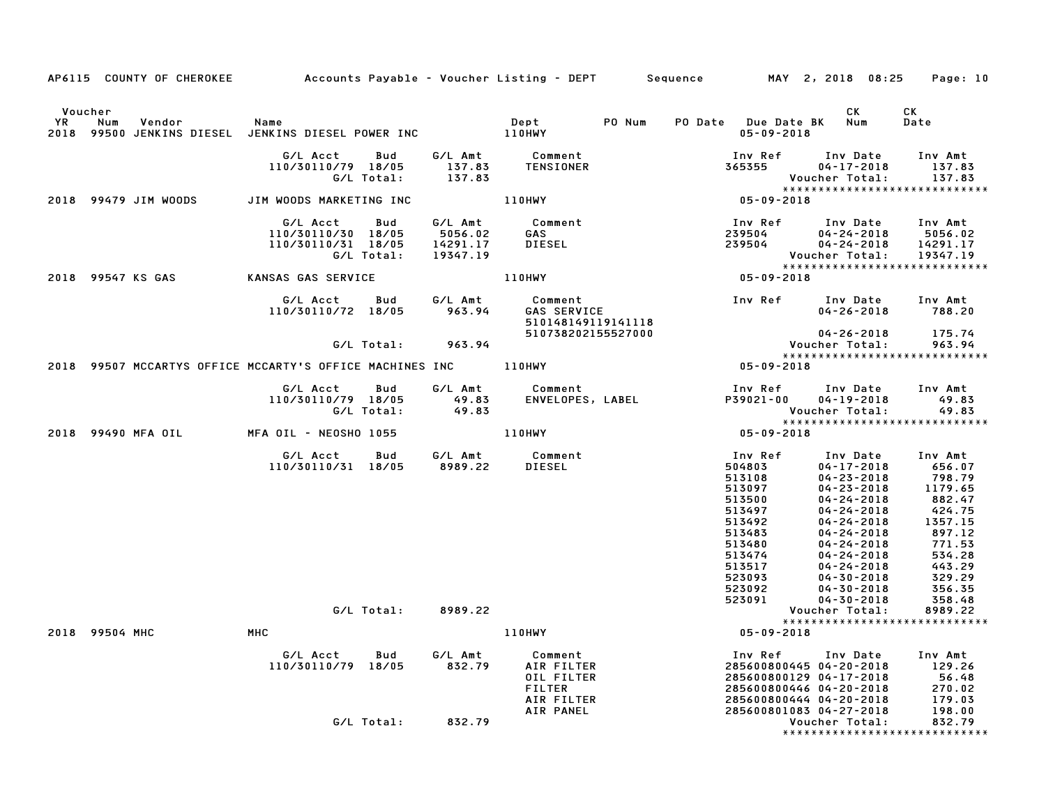AP6115 COUNTY OF CHEROKEE — Accounts Payable - Voucher Listing - DEPT — Sequence — MAY 2, 2018 08:25

| Voucher YR | Num | Vendor | Name | Dept | PO Num | PO Date | Due Date BK | CK Num | CK Date |
|---|---|---|---|---|---|---|---|---|---|
| 2018 | 99500 | JENKINS DIESEL | JENKINS DIESEL POWER INC | 110HWY | | | 05-09-2018 | | |

| G/L Acct | Bud | G/L Amt | Comment | Inv Ref | Inv Date | Inv Amt |
|---|---|---|---|---|---|---|
| 110/30110/79 | 18/05 | 137.83 | TENSIONER | 365355 | 04-17-2018 | 137.83 |
| | G/L Total: | 137.83 | | | Voucher Total: | 137.83 |

*****************************

| Voucher YR | Num | Vendor | Name | Dept | PO Num | PO Date | Due Date BK | CK Num | CK Date |
|---|---|---|---|---|---|---|---|---|---|
| 2018 | 99479 | JIM WOODS | JIM WOODS MARKETING INC | 110HWY | | | 05-09-2018 | | |

| G/L Acct | Bud | G/L Amt | Comment | Inv Ref | Inv Date | Inv Amt |
|---|---|---|---|---|---|---|
| 110/30110/30 | 18/05 | 5056.02 | GAS | 239504 | 04-24-2018 | 5056.02 |
| 110/30110/31 | 18/05 | 14291.17 | DIESEL | 239504 | 04-24-2018 | 14291.17 |
| | G/L Total: | 19347.19 | | | Voucher Total: | 19347.19 |

*****************************

| Voucher YR | Num | Vendor | Name | Dept | PO Num | PO Date | Due Date BK | CK Num | CK Date |
|---|---|---|---|---|---|---|---|---|---|
| 2018 | 99547 | KS GAS | KANSAS GAS SERVICE | 110HWY | | | 05-09-2018 | | |

| G/L Acct | Bud | G/L Amt | Comment | Inv Ref | Inv Date | Inv Amt |
|---|---|---|---|---|---|---|
| 110/30110/72 | 18/05 | 963.94 | GAS SERVICE | | 04-26-2018 | 788.20 |
| | | | 510148149119141118 | | | |
| | | | 510738202155527000 | | 04-26-2018 | 175.74 |
| | G/L Total: | 963.94 | | | Voucher Total: | 963.94 |

*****************************

| Voucher YR | Num | Vendor | Name | Dept | PO Num | PO Date | Due Date BK | CK Num | CK Date |
|---|---|---|---|---|---|---|---|---|---|
| 2018 | 99507 | MCCARTYS OFFICE | MCCARTY'S OFFICE MACHINES INC | 110HWY | | | 05-09-2018 | | |

| G/L Acct | Bud | G/L Amt | Comment | Inv Ref | Inv Date | Inv Amt |
|---|---|---|---|---|---|---|
| 110/30110/79 | 18/05 | 49.83 | ENVELOPES, LABEL | P39021-00 | 04-19-2018 | 49.83 |
| | G/L Total: | 49.83 | | | Voucher Total: | 49.83 |

*****************************

| Voucher YR | Num | Vendor | Name | Dept | PO Num | PO Date | Due Date BK | CK Num | CK Date |
|---|---|---|---|---|---|---|---|---|---|
| 2018 | 99490 | MFA OIL | MFA OIL - NEOSHO 1055 | 110HWY | | | 05-09-2018 | | |

| G/L Acct | Bud | G/L Amt | Comment | Inv Ref | Inv Date | Inv Amt |
|---|---|---|---|---|---|---|
| 110/30110/31 | 18/05 | 8989.22 | DIESEL | 504803 | 04-17-2018 | 656.07 |
| | | | | 513108 | 04-23-2018 | 798.79 |
| | | | | 513097 | 04-23-2018 | 1179.65 |
| | | | | 513500 | 04-24-2018 | 882.47 |
| | | | | 513497 | 04-24-2018 | 424.75 |
| | | | | 513492 | 04-24-2018 | 1357.15 |
| | | | | 513483 | 04-24-2018 | 897.12 |
| | | | | 513480 | 04-24-2018 | 771.53 |
| | | | | 513474 | 04-24-2018 | 534.28 |
| | | | | 513517 | 04-24-2018 | 443.29 |
| | | | | 523093 | 04-30-2018 | 329.29 |
| | | | | 523092 | 04-30-2018 | 356.35 |
| | | | | 523091 | 04-30-2018 | 358.48 |
| | G/L Total: | 8989.22 | | | Voucher Total: | 8989.22 |

*****************************

| Voucher YR | Num | Vendor | Name | Dept | PO Num | PO Date | Due Date BK | CK Num | CK Date |
|---|---|---|---|---|---|---|---|---|---|
| 2018 | 99504 | MHC | MHC | 110HWY | | | 05-09-2018 | | |

| G/L Acct | Bud | G/L Amt | Comment | Inv Ref | Inv Date | Inv Amt |
|---|---|---|---|---|---|---|
| 110/30110/79 | 18/05 | 832.79 | AIR FILTER | 285600800445 | 04-20-2018 | 129.26 |
| | | | OIL FILTER | 285600800129 | 04-17-2018 | 56.48 |
| | | | FILTER | 285600800446 | 04-20-2018 | 270.02 |
| | | | AIR FILTER | 285600800444 | 04-20-2018 | 179.03 |
| | | | AIR PANEL | 285600801083 | 04-27-2018 | 198.00 |
| | G/L Total: | 832.79 | | | Voucher Total: | 832.79 |

*****************************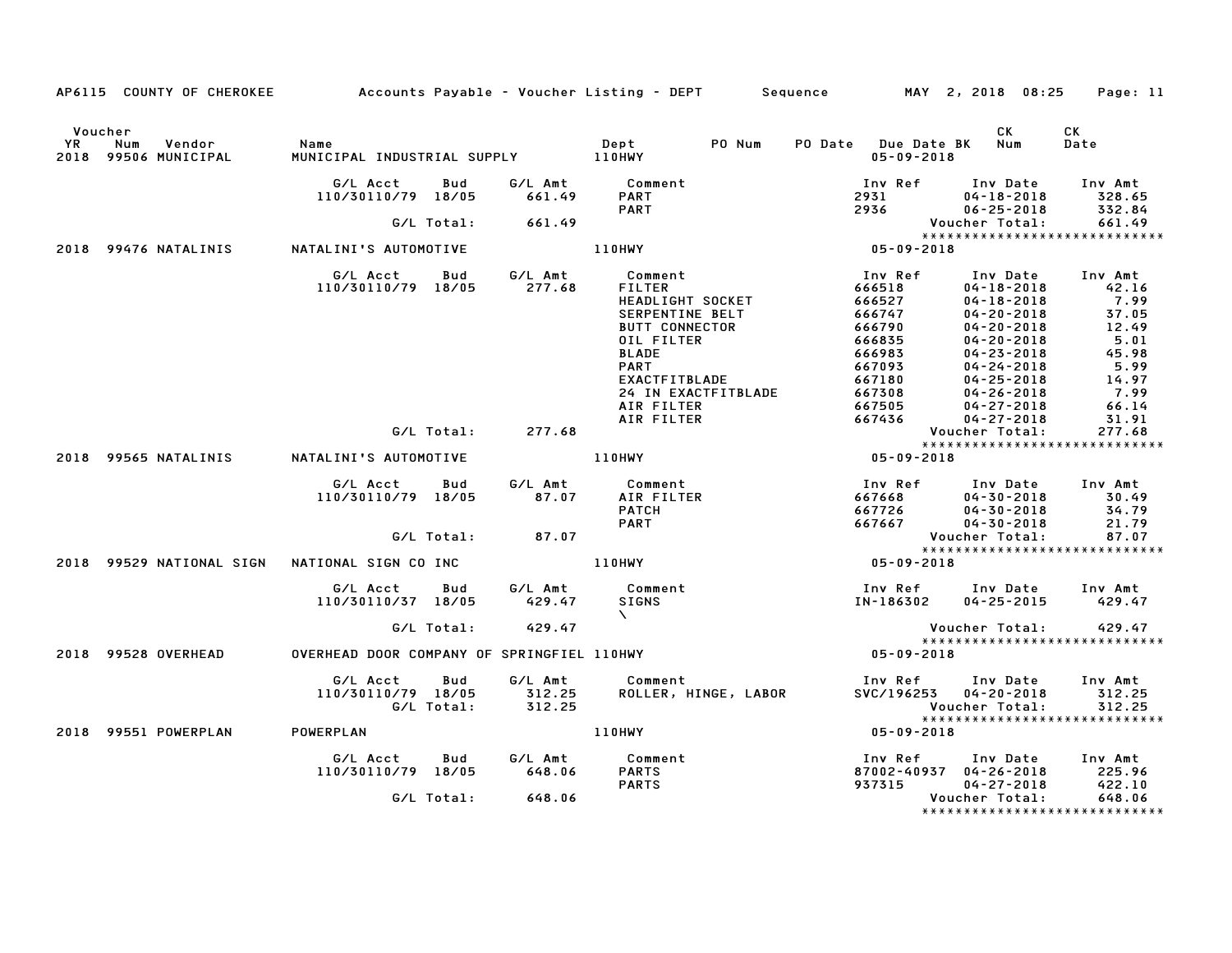AP6115 COUNTY OF CHEROKEE — Accounts Payable - Voucher Listing - DEPT — Sequence — MAY 2, 2018 08:25

| Voucher YR | Num | Vendor | Name | Dept | PO Num | PO Date | Due Date | BK | CK Num | CK Date |
|---|---|---|---|---|---|---|---|---|---|---|
| 2018 | 99506 | MUNICIPAL | MUNICIPAL INDUSTRIAL SUPPLY | 110HWY | | | 05-09-2018 | | | |

| G/L Acct | Bud | G/L Amt | Comment | Inv Ref | Inv Date | Inv Amt |
|---|---|---|---|---|---|---|
| 110/30110/79 | 18/05 | 661.49 | PART | 2931 | 04-18-2018 | 328.65 |
| | | | PART | 2936 | 06-25-2018 | 332.84 |
| G/L Total: | | 661.49 | | Voucher Total: | | 661.49 |

| Voucher YR | Num | Vendor | Name | Dept | Due Date |
|---|---|---|---|---|---|
| 2018 | 99476 | NATALINIS | NATALINI'S AUTOMOTIVE | 110HWY | 05-09-2018 |

| G/L Acct | Bud | G/L Amt | Comment | Inv Ref | Inv Date | Inv Amt |
|---|---|---|---|---|---|---|
| 110/30110/79 | 18/05 | 277.68 | FILTER | 666518 | 04-18-2018 | 42.16 |
| | | | HEADLIGHT SOCKET | 666527 | 04-18-2018 | 7.99 |
| | | | SERPENTINE BELT | 666747 | 04-20-2018 | 37.05 |
| | | | BUTT CONNECTOR | 666790 | 04-20-2018 | 12.49 |
| | | | OIL FILTER | 666835 | 04-20-2018 | 5.01 |
| | | | BLADE | 666983 | 04-23-2018 | 45.98 |
| | | | PART | 667093 | 04-24-2018 | 5.99 |
| | | | EXACTFITBLADE | 667180 | 04-25-2018 | 14.97 |
| | | | 24 IN EXACTFITBLADE | 667308 | 04-26-2018 | 7.99 |
| | | | AIR FILTER | 667505 | 04-27-2018 | 66.14 |
| | | | AIR FILTER | 667436 | 04-27-2018 | 31.91 |
| G/L Total: | | 277.68 | | Voucher Total: | | 277.68 |

| Voucher YR | Num | Vendor | Name | Dept | Due Date |
|---|---|---|---|---|---|
| 2018 | 99565 | NATALINIS | NATALINI'S AUTOMOTIVE | 110HWY | 05-09-2018 |

| G/L Acct | Bud | G/L Amt | Comment | Inv Ref | Inv Date | Inv Amt |
|---|---|---|---|---|---|---|
| 110/30110/79 | 18/05 | 87.07 | AIR FILTER | 667668 | 04-30-2018 | 30.49 |
| | | | PATCH | 667726 | 04-30-2018 | 34.79 |
| | | | PART | 667667 | 04-30-2018 | 21.79 |
| G/L Total: | | 87.07 | | Voucher Total: | | 87.07 |

| Voucher YR | Num | Vendor | Name | Dept | Due Date |
|---|---|---|---|---|---|
| 2018 | 99529 | NATIONAL SIGN | NATIONAL SIGN CO INC | 110HWY | 05-09-2018 |

| G/L Acct | Bud | G/L Amt | Comment | Inv Ref | Inv Date | Inv Amt |
|---|---|---|---|---|---|---|
| 110/30110/37 | 18/05 | 429.47 | SIGNS \ | IN-186302 | 04-25-2015 | 429.47 |
| G/L Total: | | 429.47 | | Voucher Total: | | 429.47 |

| Voucher YR | Num | Vendor | Name | Dept | Due Date |
|---|---|---|---|---|---|
| 2018 | 99528 | OVERHEAD | OVERHEAD DOOR COMPANY OF SPRINGFIEL | 110HWY | 05-09-2018 |

| G/L Acct | Bud | G/L Amt | Comment | Inv Ref | Inv Date | Inv Amt |
|---|---|---|---|---|---|---|
| 110/30110/79 | 18/05 | 312.25 | ROLLER, HINGE, LABOR | SVC/196253 | 04-20-2018 | 312.25 |
| G/L Total: | | 312.25 | | Voucher Total: | | 312.25 |

| Voucher YR | Num | Vendor | Name | Dept | Due Date |
|---|---|---|---|---|---|
| 2018 | 99551 | POWERPLAN | POWERPLAN | 110HWY | 05-09-2018 |

| G/L Acct | Bud | G/L Amt | Comment | Inv Ref | Inv Date | Inv Amt |
|---|---|---|---|---|---|---|
| 110/30110/79 | 18/05 | 648.06 | PARTS | 87002-40937 | 04-26-2018 | 225.96 |
| | | | PARTS | 937315 | 04-27-2018 | 422.10 |
| G/L Total: | | 648.06 | | Voucher Total: | | 648.06 |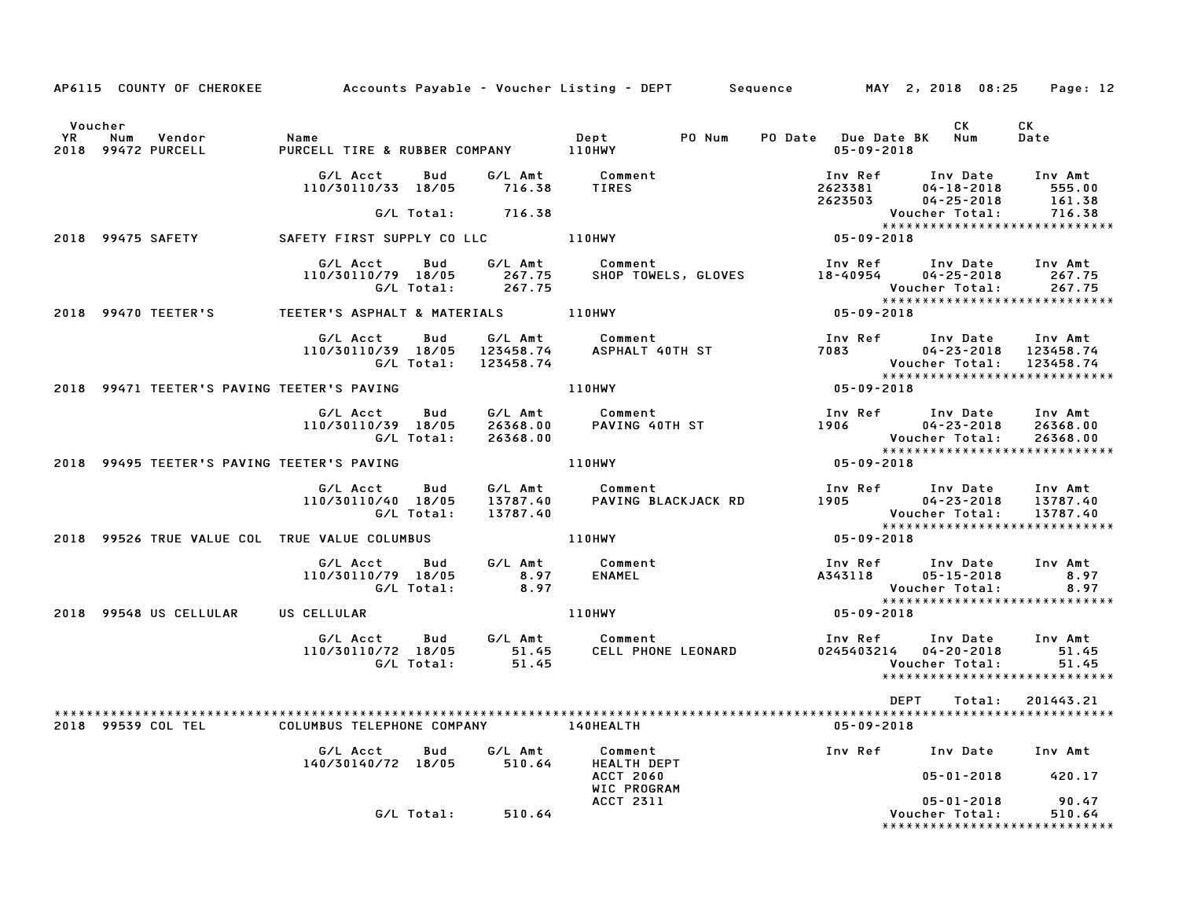AP6115 COUNTY OF CHEROKEE — Accounts Payable - Voucher Listing - DEPT — Sequence — MAY 2, 2018 08:25

| Voucher YR | Num | Vendor | Name | Dept | PO Num | PO Date | Due Date BK | CK Num | CK Date |
|---|---|---|---|---|---|---|---|---|---|
| 2018 | 99472 | PURCELL | PURCELL TIRE & RUBBER COMPANY | 110HWY | | | 05-09-2018 | | |

| G/L Acct | Bud | G/L Amt | Comment | Inv Ref | Inv Date | Inv Amt |
|---|---|---|---|---|---|---|
| 110/30110/33 | 18/05 | 716.38 | TIRES | 2623381 | 04-18-2018 | 555.00 |
| | | | | 2623503 | 04-25-2018 | 161.38 |
| | G/L Total: | 716.38 | | | Voucher Total: | 716.38 |

| Voucher YR | Num | Vendor | Name | Dept | Due Date BK |
|---|---|---|---|---|---|
| 2018 | 99475 | SAFETY | SAFETY FIRST SUPPLY CO LLC | 110HWY | 05-09-2018 |

| G/L Acct | Bud | G/L Amt | Comment | Inv Ref | Inv Date | Inv Amt |
|---|---|---|---|---|---|---|
| 110/30110/79 | 18/05 | 267.75 | SHOP TOWELS, GLOVES | 18-40954 | 04-25-2018 | 267.75 |
| | G/L Total: | 267.75 | | | Voucher Total: | 267.75 |

| Voucher YR | Num | Vendor | Name | Dept | Due Date BK |
|---|---|---|---|---|---|
| 2018 | 99470 | TEETER'S | TEETER'S ASPHALT & MATERIALS | 110HWY | 05-09-2018 |

| G/L Acct | Bud | G/L Amt | Comment | Inv Ref | Inv Date | Inv Amt |
|---|---|---|---|---|---|---|
| 110/30110/39 | 18/05 | 123458.74 | ASPHALT 40TH ST | 7083 | 04-23-2018 | 123458.74 |
| | G/L Total: | 123458.74 | | | Voucher Total: | 123458.74 |

| Voucher YR | Num | Vendor | Name | Dept | Due Date BK |
|---|---|---|---|---|---|
| 2018 | 99471 | TEETER'S PAVING | TEETER'S PAVING | 110HWY | 05-09-2018 |

| G/L Acct | Bud | G/L Amt | Comment | Inv Ref | Inv Date | Inv Amt |
|---|---|---|---|---|---|---|
| 110/30110/39 | 18/05 | 26368.00 | PAVING 40TH ST | 1906 | 04-23-2018 | 26368.00 |
| | G/L Total: | 26368.00 | | | Voucher Total: | 26368.00 |

| Voucher YR | Num | Vendor | Name | Dept | Due Date BK |
|---|---|---|---|---|---|
| 2018 | 99495 | TEETER'S PAVING | TEETER'S PAVING | 110HWY | 05-09-2018 |

| G/L Acct | Bud | G/L Amt | Comment | Inv Ref | Inv Date | Inv Amt |
|---|---|---|---|---|---|---|
| 110/30110/40 | 18/05 | 13787.40 | PAVING BLACKJACK RD | 1905 | 04-23-2018 | 13787.40 |
| | G/L Total: | 13787.40 | | | Voucher Total: | 13787.40 |

| Voucher YR | Num | Vendor | Name | Dept | Due Date BK |
|---|---|---|---|---|---|
| 2018 | 99526 | TRUE VALUE COL | TRUE VALUE COLUMBUS | 110HWY | 05-09-2018 |

| G/L Acct | Bud | G/L Amt | Comment | Inv Ref | Inv Date | Inv Amt |
|---|---|---|---|---|---|---|
| 110/30110/79 | 18/05 | 8.97 | ENAMEL | A343118 | 05-15-2018 | 8.97 |
| | G/L Total: | 8.97 | | | Voucher Total: | 8.97 |

| Voucher YR | Num | Vendor | Name | Dept | Due Date BK |
|---|---|---|---|---|---|
| 2018 | 99548 | US CELLULAR | US CELLULAR | 110HWY | 05-09-2018 |

| G/L Acct | Bud | G/L Amt | Comment | Inv Ref | Inv Date | Inv Amt |
|---|---|---|---|---|---|---|
| 110/30110/72 | 18/05 | 51.45 | CELL PHONE LEONARD | 0245403214 | 04-20-2018 | 51.45 |
| | G/L Total: | 51.45 | | | Voucher Total: | 51.45 |

DEPT Total: 201443.21

| Voucher YR | Num | Vendor | Name | Dept | Due Date BK |
|---|---|---|---|---|---|
| 2018 | 99539 | COL TEL | COLUMBUS TELEPHONE COMPANY | 140HEALTH | 05-09-2018 |

| G/L Acct | Bud | G/L Amt | Comment | Inv Ref | Inv Date | Inv Amt |
|---|---|---|---|---|---|---|
| 140/30140/72 | 18/05 | 510.64 | HEALTH DEPT ACCT 2060 | | 05-01-2018 | 420.17 |
| | | | WIC PROGRAM ACCT 2311 | | 05-01-2018 | 90.47 |
| | G/L Total: | 510.64 | | | Voucher Total: | 510.64 |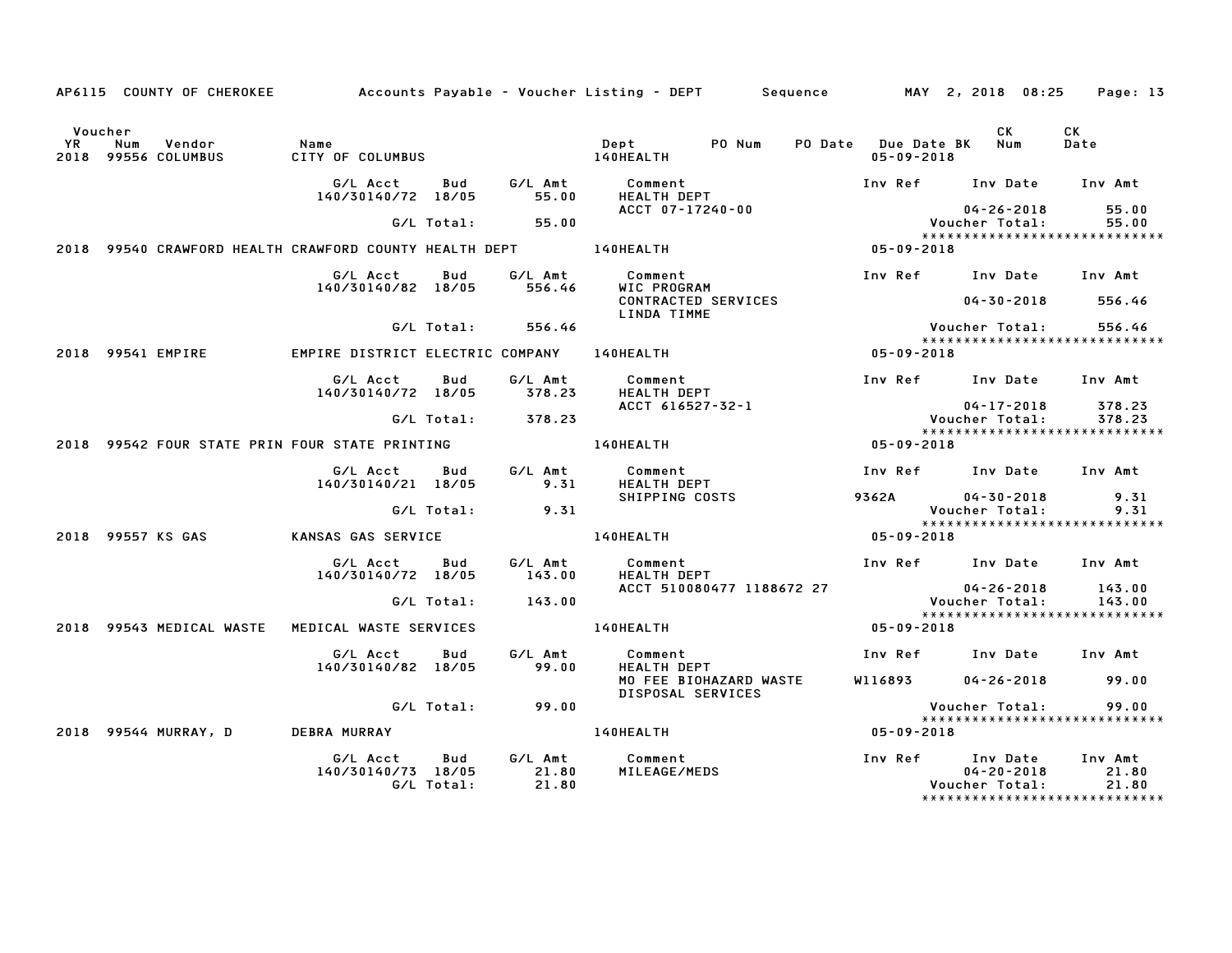AP6115 COUNTY OF CHEROKEE Accounts Payable - Voucher Listing - DEPT Sequence MAY 2, 2018 08:25

| Voucher YR | Num | Vendor | Name | Dept | PO Num | PO Date | Due Date BK | CK Num | CK Date |
|---|---|---|---|---|---|---|---|---|---|
| 2018 | 99556 | COLUMBUS | CITY OF COLUMBUS | 140HEALTH | | | 05-09-2018 | | |

| G/L Acct | Bud | G/L Amt | Comment | Inv Ref | Inv Date | Inv Amt |
|---|---|---|---|---|---|---|
| 140/30140/72 | 18/05 | 55.00 | HEALTH DEPT | | | |
| | | | ACCT 07-17240-00 | | 04-26-2018 | 55.00 |
| | G/L Total: | 55.00 | | | Voucher Total: | 55.00 |

******************************

| Voucher YR | Num | Vendor | Name | Dept | PO Num | PO Date | Due Date BK | CK Num | CK Date |
|---|---|---|---|---|---|---|---|---|---|
| 2018 | 99540 | CRAWFORD HEALTH | CRAWFORD COUNTY HEALTH DEPT | 140HEALTH | | | 05-09-2018 | | |

| G/L Acct | Bud | G/L Amt | Comment | Inv Ref | Inv Date | Inv Amt |
|---|---|---|---|---|---|---|
| 140/30140/82 | 18/05 | 556.46 | WIC PROGRAM | | | |
| | | | CONTRACTED SERVICES | | 04-30-2018 | 556.46 |
| | | | LINDA TIMME | | | |
| | G/L Total: | 556.46 | | | Voucher Total: | 556.46 |

******************************

| Voucher YR | Num | Vendor | Name | Dept | PO Num | PO Date | Due Date BK | CK Num | CK Date |
|---|---|---|---|---|---|---|---|---|---|
| 2018 | 99541 | EMPIRE | EMPIRE DISTRICT ELECTRIC COMPANY | 140HEALTH | | | 05-09-2018 | | |

| G/L Acct | Bud | G/L Amt | Comment | Inv Ref | Inv Date | Inv Amt |
|---|---|---|---|---|---|---|
| 140/30140/72 | 18/05 | 378.23 | HEALTH DEPT | | | |
| | | | ACCT 616527-32-1 | | 04-17-2018 | 378.23 |
| | G/L Total: | 378.23 | | | Voucher Total: | 378.23 |

******************************

| Voucher YR | Num | Vendor | Name | Dept | PO Num | PO Date | Due Date BK | CK Num | CK Date |
|---|---|---|---|---|---|---|---|---|---|
| 2018 | 99542 | FOUR STATE PRIN | FOUR STATE PRINTING | 140HEALTH | | | 05-09-2018 | | |

| G/L Acct | Bud | G/L Amt | Comment | Inv Ref | Inv Date | Inv Amt |
|---|---|---|---|---|---|---|
| 140/30140/21 | 18/05 | 9.31 | HEALTH DEPT | | | |
| | | | SHIPPING COSTS | 9362A | 04-30-2018 | 9.31 |
| | G/L Total: | 9.31 | | | Voucher Total: | 9.31 |

******************************

| Voucher YR | Num | Vendor | Name | Dept | PO Num | PO Date | Due Date BK | CK Num | CK Date |
|---|---|---|---|---|---|---|---|---|---|
| 2018 | 99557 | KS GAS | KANSAS GAS SERVICE | 140HEALTH | | | 05-09-2018 | | |

| G/L Acct | Bud | G/L Amt | Comment | Inv Ref | Inv Date | Inv Amt |
|---|---|---|---|---|---|---|
| 140/30140/72 | 18/05 | 143.00 | HEALTH DEPT | | | |
| | | | ACCT 510080477 1188672 27 | | 04-26-2018 | 143.00 |
| | G/L Total: | 143.00 | | | Voucher Total: | 143.00 |

******************************

| Voucher YR | Num | Vendor | Name | Dept | PO Num | PO Date | Due Date BK | CK Num | CK Date |
|---|---|---|---|---|---|---|---|---|---|
| 2018 | 99543 | MEDICAL WASTE | MEDICAL WASTE SERVICES | 140HEALTH | | | 05-09-2018 | | |

| G/L Acct | Bud | G/L Amt | Comment | Inv Ref | Inv Date | Inv Amt |
|---|---|---|---|---|---|---|
| 140/30140/82 | 18/05 | 99.00 | HEALTH DEPT | | | |
| | | | MO FEE BIOHAZARD WASTE | W116893 | 04-26-2018 | 99.00 |
| | | | DISPOSAL SERVICES | | | |
| | G/L Total: | 99.00 | | | Voucher Total: | 99.00 |

******************************

| Voucher YR | Num | Vendor | Name | Dept | PO Num | PO Date | Due Date BK | CK Num | CK Date |
|---|---|---|---|---|---|---|---|---|---|
| 2018 | 99544 | MURRAY, D | DEBRA MURRAY | 140HEALTH | | | 05-09-2018 | | |

| G/L Acct | Bud | G/L Amt | Comment | Inv Ref | Inv Date | Inv Amt |
|---|---|---|---|---|---|---|
| 140/30140/73 | 18/05 | 21.80 | MILEAGE/MEDS | | 04-20-2018 | 21.80 |
| | G/L Total: | 21.80 | | | Voucher Total: | 21.80 |

******************************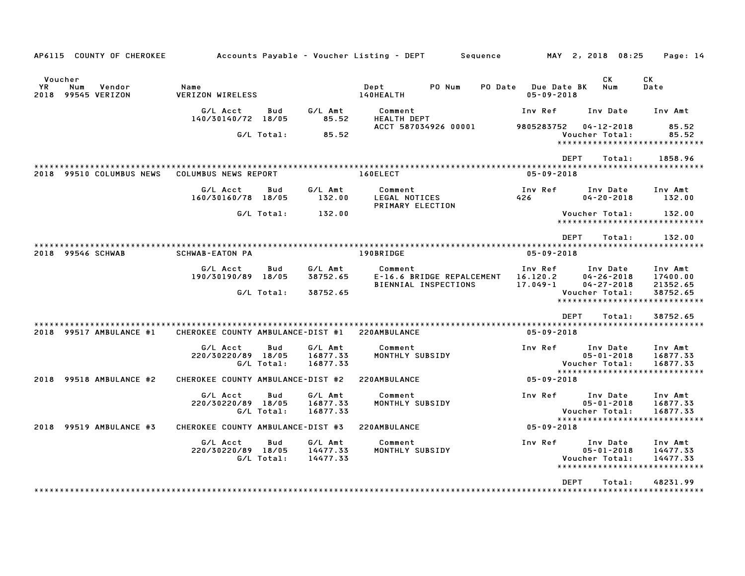AP6115 COUNTY OF CHEROKEE    Accounts Payable - Voucher Listing - DEPT    Sequence    MAY 2, 2018 08:25

| Voucher YR | Num | Vendor | Name | Dept | PO Num | PO Date | Due Date BK | CK Num | CK Date |
|---|---|---|---|---|---|---|---|---|---|
| 2018 | 99545 | VERIZON | VERIZON WIRELESS | 140HEALTH | | | 05-09-2018 | | |

| G/L Acct | Bud | G/L Amt | Comment | Inv Ref | Inv Date | Inv Amt |
|---|---|---|---|---|---|---|
| 140/30140/72 | 18/05 | 85.52 | HEALTH DEPT | | | |
| | | | ACCT 587034926 00001 | 9805283752 | 04-12-2018 | 85.52 |
| | G/L Total: | 85.52 | | | Voucher Total: | 85.52 |

DEPT Total: 1858.96

| Voucher YR | Num | Vendor | Name | Dept | PO Num | PO Date | Due Date BK | CK Num | CK Date |
|---|---|---|---|---|---|---|---|---|---|
| 2018 | 99510 | COLUMBUS NEWS | COLUMBUS NEWS REPORT | 160ELECT | | | 05-09-2018 | | |

| G/L Acct | Bud | G/L Amt | Comment | Inv Ref | Inv Date | Inv Amt |
|---|---|---|---|---|---|---|
| 160/30160/78 | 18/05 | 132.00 | LEGAL NOTICES | 426 | 04-20-2018 | 132.00 |
| | | | PRIMARY ELECTION | | | |
| | G/L Total: | 132.00 | | | Voucher Total: | 132.00 |

DEPT Total: 132.00

| Voucher YR | Num | Vendor | Name | Dept | PO Num | PO Date | Due Date BK | CK Num | CK Date |
|---|---|---|---|---|---|---|---|---|---|
| 2018 | 99546 | SCHWAB | SCHWAB-EATON PA | 190BRIDGE | | | 05-09-2018 | | |

| G/L Acct | Bud | G/L Amt | Comment | Inv Ref | Inv Date | Inv Amt |
|---|---|---|---|---|---|---|
| 190/30190/89 | 18/05 | 38752.65 | E-16.6 BRIDGE REPALCEMENT | 16.120.2 | 04-26-2018 | 17400.00 |
| | | | BIENNIAL INSPECTIONS | 17.049-1 | 04-27-2018 | 21352.65 |
| | G/L Total: | 38752.65 | | | Voucher Total: | 38752.65 |

DEPT Total: 38752.65

| Voucher YR | Num | Vendor | Name | Dept | PO Num | PO Date | Due Date BK | CK Num | CK Date |
|---|---|---|---|---|---|---|---|---|---|
| 2018 | 99517 | AMBULANCE #1 | CHEROKEE COUNTY AMBULANCE-DIST #1 | 220AMBULANCE | | | 05-09-2018 | | |

| G/L Acct | Bud | G/L Amt | Comment | Inv Ref | Inv Date | Inv Amt |
|---|---|---|---|---|---|---|
| 220/30220/89 | 18/05 | 16877.33 | MONTHLY SUBSIDY | | 05-01-2018 | 16877.33 |
| | G/L Total: | 16877.33 | | | Voucher Total: | 16877.33 |

| Voucher YR | Num | Vendor | Name | Dept | PO Num | PO Date | Due Date BK | CK Num | CK Date |
|---|---|---|---|---|---|---|---|---|---|
| 2018 | 99518 | AMBULANCE #2 | CHEROKEE COUNTY AMBULANCE-DIST #2 | 220AMBULANCE | | | 05-09-2018 | | |

| G/L Acct | Bud | G/L Amt | Comment | Inv Ref | Inv Date | Inv Amt |
|---|---|---|---|---|---|---|
| 220/30220/89 | 18/05 | 16877.33 | MONTHLY SUBSIDY | | 05-01-2018 | 16877.33 |
| | G/L Total: | 16877.33 | | | Voucher Total: | 16877.33 |

| Voucher YR | Num | Vendor | Name | Dept | PO Num | PO Date | Due Date BK | CK Num | CK Date |
|---|---|---|---|---|---|---|---|---|---|
| 2018 | 99519 | AMBULANCE #3 | CHEROKEE COUNTY AMBULANCE-DIST #3 | 220AMBULANCE | | | 05-09-2018 | | |

| G/L Acct | Bud | G/L Amt | Comment | Inv Ref | Inv Date | Inv Amt |
|---|---|---|---|---|---|---|
| 220/30220/89 | 18/05 | 14477.33 | MONTHLY SUBSIDY | | 05-01-2018 | 14477.33 |
| | G/L Total: | 14477.33 | | | Voucher Total: | 14477.33 |

DEPT Total: 48231.99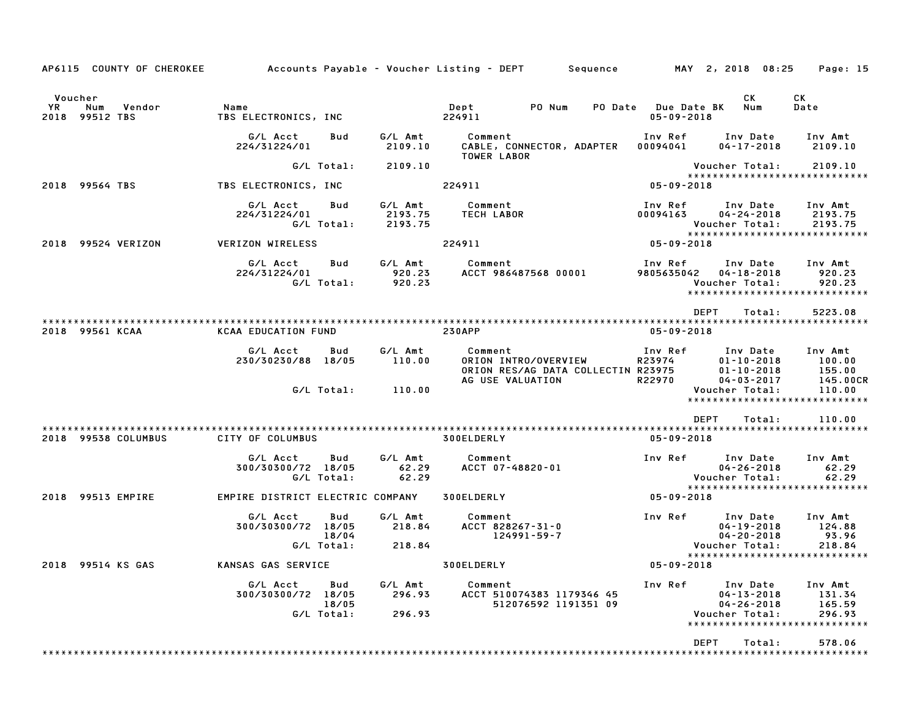AP6115 COUNTY OF CHEROKEE — Accounts Payable - Voucher Listing - DEPT — Sequence — MAY 2, 2018 08:25

| Voucher YR | Num | Vendor | Name | Dept | PO Num | PO Date | Due Date BK | CK Num | CK Date |
|---|---|---|---|---|---|---|---|---|---|
| 2018 | 99512 | TBS | TBS ELECTRONICS, INC | 224911 | | | 05-09-2018 | | |

| G/L Acct | Bud | G/L Amt | Comment | Inv Ref | Inv Date | Inv Amt |
|---|---|---|---|---|---|---|
| 224/31224/01 | | 2109.10 | CABLE, CONNECTOR, ADAPTER TOWER LABOR | 00094041 | 04-17-2018 | 2109.10 |
| | G/L Total: | 2109.10 | | | Voucher Total: | 2109.10 |

| Voucher YR | Num | Vendor | Name | Dept | Due Date |
|---|---|---|---|---|---|
| 2018 | 99564 | TBS | TBS ELECTRONICS, INC | 224911 | 05-09-2018 |

| G/L Acct | Bud | G/L Amt | Comment | Inv Ref | Inv Date | Inv Amt |
|---|---|---|---|---|---|---|
| 224/31224/01 | | 2193.75 | TECH LABOR | 00094163 | 04-24-2018 | 2193.75 |
| | G/L Total: | 2193.75 | | | Voucher Total: | 2193.75 |

| Voucher YR | Num | Vendor | Name | Dept | Due Date |
|---|---|---|---|---|---|
| 2018 | 99524 | VERIZON | VERIZON WIRELESS | 224911 | 05-09-2018 |

| G/L Acct | Bud | G/L Amt | Comment | Inv Ref | Inv Date | Inv Amt |
|---|---|---|---|---|---|---|
| 224/31224/01 | | 920.23 | ACCT 986487568 00001 | 9805635042 | 04-18-2018 | 920.23 |
| | G/L Total: | 920.23 | | | Voucher Total: | 920.23 |

DEPT Total: 5223.08

| Voucher YR | Num | Vendor | Name | Dept | Due Date |
|---|---|---|---|---|---|
| 2018 | 99561 | KCAA | KCAA EDUCATION FUND | 230APP | 05-09-2018 |

| G/L Acct | Bud | G/L Amt | Comment | Inv Ref | Inv Date | Inv Amt |
|---|---|---|---|---|---|---|
| 230/30230/88 | 18/05 | 110.00 | ORION INTRO/OVERVIEW | R23974 | 01-10-2018 | 100.00 |
| | | | ORION RES/AG DATA COLLECTIN | R23975 | 01-10-2018 | 155.00 |
| | | | AG USE VALUATION | R22970 | 04-03-2017 | 145.00CR |
| | G/L Total: | 110.00 | | | Voucher Total: | 110.00 |

DEPT Total: 110.00

| Voucher YR | Num | Vendor | Name | Dept | Due Date |
|---|---|---|---|---|---|
| 2018 | 99538 | COLUMBUS | CITY OF COLUMBUS | 300ELDERLY | 05-09-2018 |

| G/L Acct | Bud | G/L Amt | Comment | Inv Ref | Inv Date | Inv Amt |
|---|---|---|---|---|---|---|
| 300/30300/72 | 18/05 | 62.29 | ACCT 07-48820-01 | | 04-26-2018 | 62.29 |
| | G/L Total: | 62.29 | | | Voucher Total: | 62.29 |

| Voucher YR | Num | Vendor | Name | Dept | Due Date |
|---|---|---|---|---|---|
| 2018 | 99513 | EMPIRE | EMPIRE DISTRICT ELECTRIC COMPANY | 300ELDERLY | 05-09-2018 |

| G/L Acct | Bud | G/L Amt | Comment | Inv Ref | Inv Date | Inv Amt |
|---|---|---|---|---|---|---|
| 300/30300/72 | 18/05 | 218.84 | ACCT 828267-31-0 | | 04-19-2018 | 124.88 |
| | 18/04 | | 124991-59-7 | | 04-20-2018 | 93.96 |
| | G/L Total: | 218.84 | | | Voucher Total: | 218.84 |

| Voucher YR | Num | Vendor | Name | Dept | Due Date |
|---|---|---|---|---|---|
| 2018 | 99514 | KS GAS | KANSAS GAS SERVICE | 300ELDERLY | 05-09-2018 |

| G/L Acct | Bud | G/L Amt | Comment | Inv Ref | Inv Date | Inv Amt |
|---|---|---|---|---|---|---|
| 300/30300/72 | 18/05 | 296.93 | ACCT 510074383 1179346 45 | | 04-13-2018 | 131.34 |
| | 18/05 | | 512076592 1191351 09 | | 04-26-2018 | 165.59 |
| | G/L Total: | 296.93 | | | Voucher Total: | 296.93 |

DEPT Total: 578.06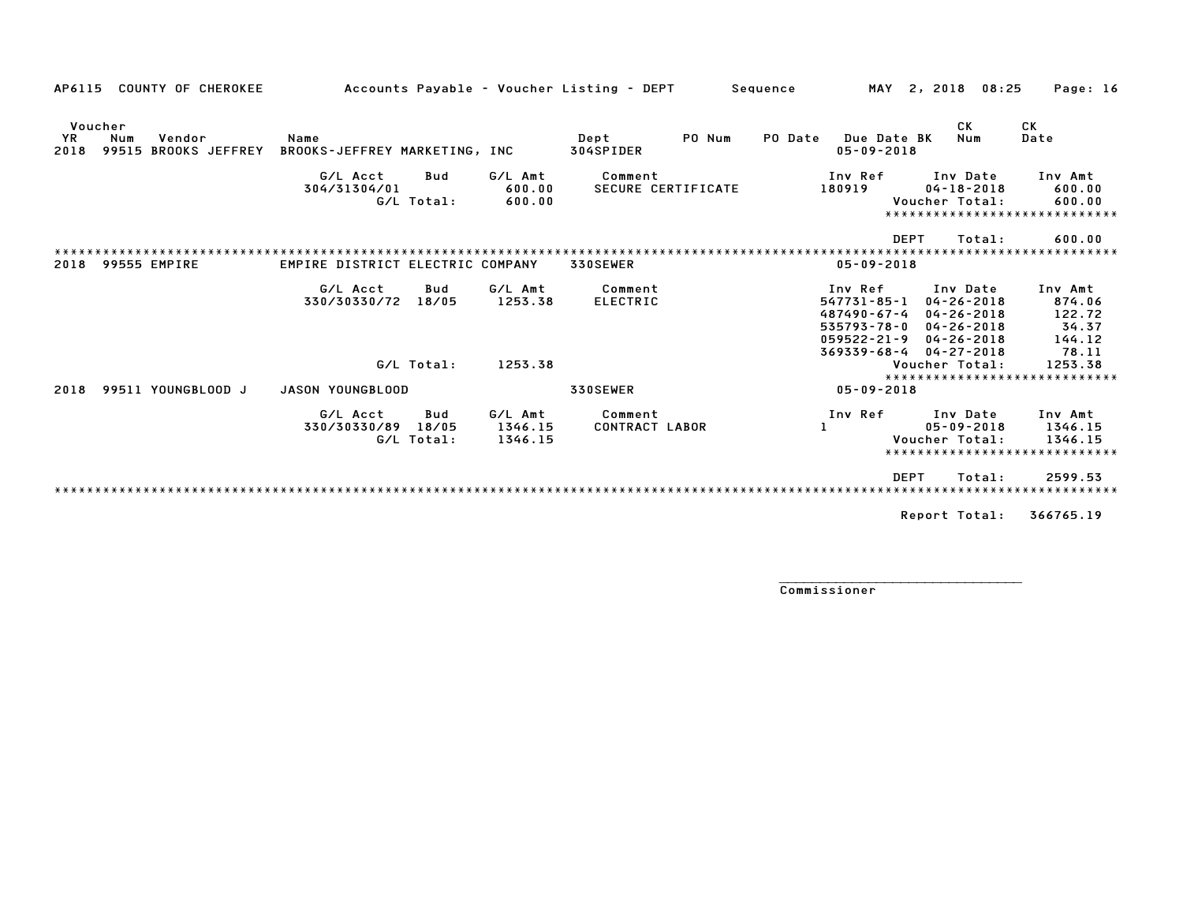AP6115 COUNTY OF CHEROKEE — Accounts Payable - Voucher Listing - DEPT — Sequence — MAY 2, 2018 08:25

| Voucher YR | Num | Vendor | Name | Dept | PO Num | PO Date | Due Date BK | CK Num | CK Date |
|---|---|---|---|---|---|---|---|---|---|
| 2018 | 99515 | BROOKS JEFFREY | BROOKS-JEFFREY MARKETING, INC | 304SPIDER | | | 05-09-2018 | | |

| G/L Acct | Bud | G/L Amt | Comment | Inv Ref | Inv Date | Inv Amt |
|---|---|---|---|---|---|---|
| 304/31304/01 | | 600.00 | SECURE CERTIFICATE | 180919 | 04-18-2018 | 600.00 |
| | G/L Total: | 600.00 | | | Voucher Total: | 600.00 |

DEPT Total: 600.00

| Voucher YR | Num | Vendor | Name | Dept | PO Num | PO Date | Due Date BK | CK Num | CK Date |
|---|---|---|---|---|---|---|---|---|---|
| 2018 | 99555 | EMPIRE | EMPIRE DISTRICT ELECTRIC COMPANY | 330SEWER | | | 05-09-2018 | | |

| G/L Acct | Bud | G/L Amt | Comment | Inv Ref | Inv Date | Inv Amt |
|---|---|---|---|---|---|---|
| 330/30330/72 | 18/05 | 1253.38 | ELECTRIC | 547731-85-1 | 04-26-2018 | 874.06 |
| | | | | 487490-67-4 | 04-26-2018 | 122.72 |
| | | | | 535793-78-0 | 04-26-2018 | 34.37 |
| | | | | 059522-21-9 | 04-26-2018 | 144.12 |
| | | | | 369339-68-4 | 04-27-2018 | 78.11 |
| | G/L Total: | 1253.38 | | | Voucher Total: | 1253.38 |

| Voucher YR | Num | Vendor | Name | Dept | PO Num | PO Date | Due Date BK | CK Num | CK Date |
|---|---|---|---|---|---|---|---|---|---|
| 2018 | 99511 | YOUNGBLOOD J | JASON YOUNGBLOOD | 330SEWER | | | 05-09-2018 | | |

| G/L Acct | Bud | G/L Amt | Comment | Inv Ref | Inv Date | Inv Amt |
|---|---|---|---|---|---|---|
| 330/30330/89 | 18/05 | 1346.15 | CONTRACT LABOR | 1 | 05-09-2018 | 1346.15 |
| | G/L Total: | 1346.15 | | | Voucher Total: | 1346.15 |

DEPT Total: 2599.53

Report Total: 366765.19

______________________________
Commissioner